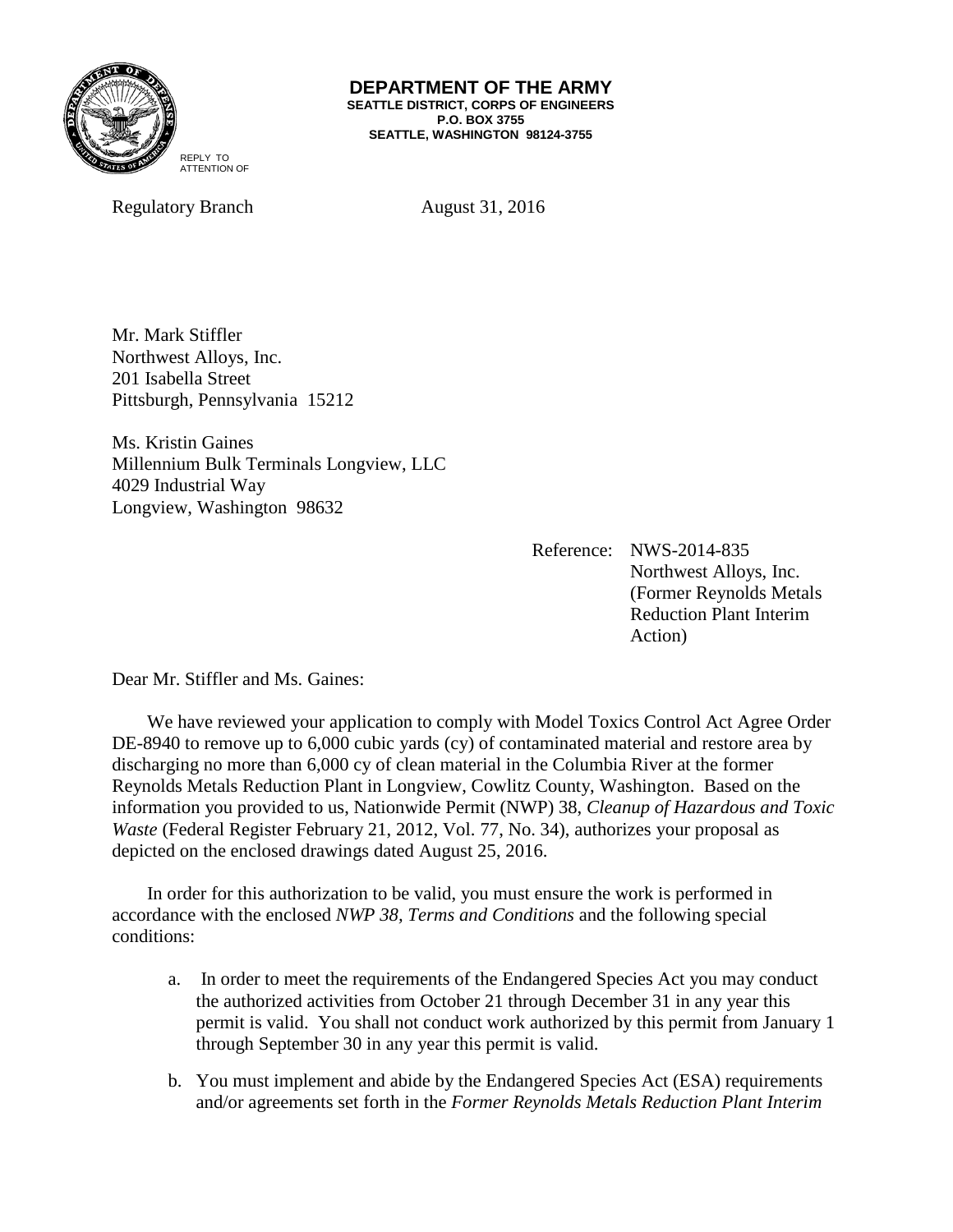**DEPARTMENT OF THE ARMY**
**SEATTLE DISTRICT, CORPS OF ENGINEERS**
**P.O. BOX 3755**
**SEATTLE, WASHINGTON 98124-3755**

REPLY TO
ATTENTION OF

Regulatory Branch August 31, 2016

Mr. Mark Stiffler
Northwest Alloys, Inc.
201 Isabella Street
Pittsburgh, Pennsylvania 15212

Ms. Kristin Gaines
Millennium Bulk Terminals Longview, LLC
4029 Industrial Way
Longview, Washington 98632

Reference: NWS-2014-835
Northwest Alloys, Inc.
(Former Reynolds Metals
Reduction Plant Interim
Action)

Dear Mr. Stiffler and Ms. Gaines:

We have reviewed your application to comply with Model Toxics Control Act Agree Order DE-8940 to remove up to 6,000 cubic yards (cy) of contaminated material and restore area by discharging no more than 6,000 cy of clean material in the Columbia River at the former Reynolds Metals Reduction Plant in Longview, Cowlitz County, Washington. Based on the information you provided to us, Nationwide Permit (NWP) 38, *Cleanup of Hazardous and Toxic Waste* (Federal Register February 21, 2012, Vol. 77, No. 34), authorizes your proposal as depicted on the enclosed drawings dated August 25, 2016.

In order for this authorization to be valid, you must ensure the work is performed in accordance with the enclosed *NWP 38, Terms and Conditions* and the following special conditions:

a. In order to meet the requirements of the Endangered Species Act you may conduct the authorized activities from October 21 through December 31 in any year this permit is valid. You shall not conduct work authorized by this permit from January 1 through September 30 in any year this permit is valid.

b. You must implement and abide by the Endangered Species Act (ESA) requirements and/or agreements set forth in the *Former Reynolds Metals Reduction Plant Interim*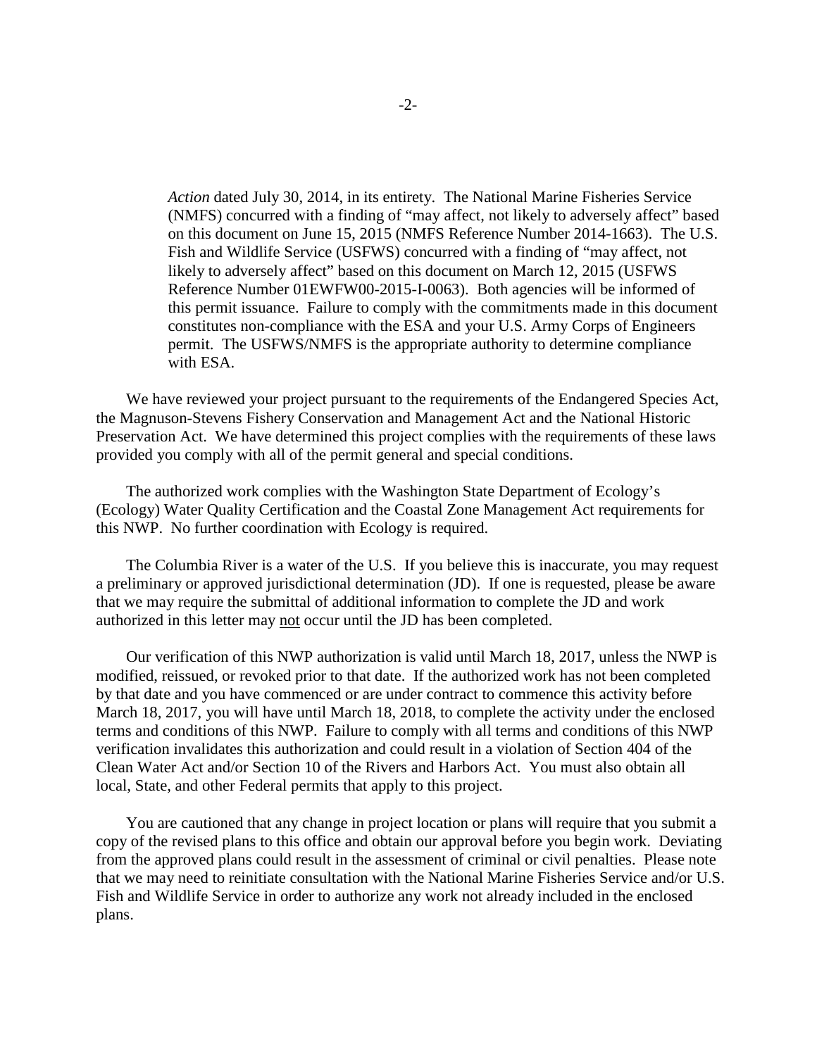*Action* dated July 30, 2014, in its entirety. The National Marine Fisheries Service (NMFS) concurred with a finding of "may affect, not likely to adversely affect" based on this document on June 15, 2015 (NMFS Reference Number 2014-1663). The U.S. Fish and Wildlife Service (USFWS) concurred with a finding of "may affect, not likely to adversely affect" based on this document on March 12, 2015 (USFWS Reference Number 01EWFW00-2015-I-0063). Both agencies will be informed of this permit issuance. Failure to comply with the commitments made in this document constitutes non-compliance with the ESA and your U.S. Army Corps of Engineers permit. The USFWS/NMFS is the appropriate authority to determine compliance with ESA.

We have reviewed your project pursuant to the requirements of the Endangered Species Act, the Magnuson-Stevens Fishery Conservation and Management Act and the National Historic Preservation Act. We have determined this project complies with the requirements of these laws provided you comply with all of the permit general and special conditions.

The authorized work complies with the Washington State Department of Ecology's (Ecology) Water Quality Certification and the Coastal Zone Management Act requirements for this NWP. No further coordination with Ecology is required.

The Columbia River is a water of the U.S. If you believe this is inaccurate, you may request a preliminary or approved jurisdictional determination (JD). If one is requested, please be aware that we may require the submittal of additional information to complete the JD and work authorized in this letter may not occur until the JD has been completed.

Our verification of this NWP authorization is valid until March 18, 2017, unless the NWP is modified, reissued, or revoked prior to that date. If the authorized work has not been completed by that date and you have commenced or are under contract to commence this activity before March 18, 2017, you will have until March 18, 2018, to complete the activity under the enclosed terms and conditions of this NWP. Failure to comply with all terms and conditions of this NWP verification invalidates this authorization and could result in a violation of Section 404 of the Clean Water Act and/or Section 10 of the Rivers and Harbors Act. You must also obtain all local, State, and other Federal permits that apply to this project.

You are cautioned that any change in project location or plans will require that you submit a copy of the revised plans to this office and obtain our approval before you begin work. Deviating from the approved plans could result in the assessment of criminal or civil penalties. Please note that we may need to reinitiate consultation with the National Marine Fisheries Service and/or U.S. Fish and Wildlife Service in order to authorize any work not already included in the enclosed plans.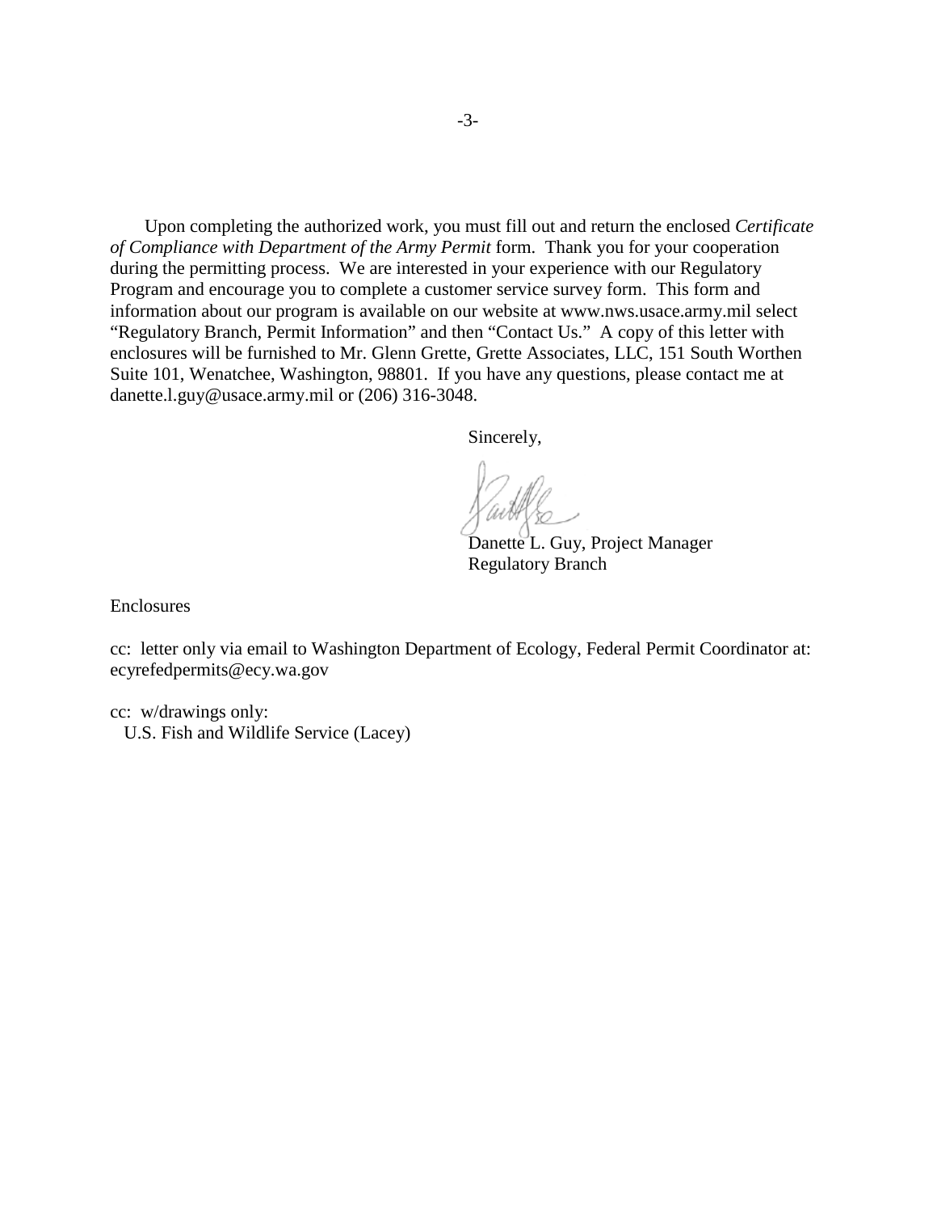Upon completing the authorized work, you must fill out and return the enclosed *Certificate of Compliance with Department of the Army Permit* form. Thank you for your cooperation during the permitting process. We are interested in your experience with our Regulatory Program and encourage you to complete a customer service survey form. This form and information about our program is available on our website at www.nws.usace.army.mil select "Regulatory Branch, Permit Information" and then "Contact Us." A copy of this letter with enclosures will be furnished to Mr. Glenn Grette, Grette Associates, LLC, 151 South Worthen Suite 101, Wenatchee, Washington, 98801. If you have any questions, please contact me at danette.l.guy@usace.army.mil or (206) 316-3048.

Sincerely,

Danette L. Guy, Project Manager
Regulatory Branch

Enclosures

cc: letter only via email to Washington Department of Ecology, Federal Permit Coordinator at: ecyrefedpermits@ecy.wa.gov

cc: w/drawings only:
U.S. Fish and Wildlife Service (Lacey)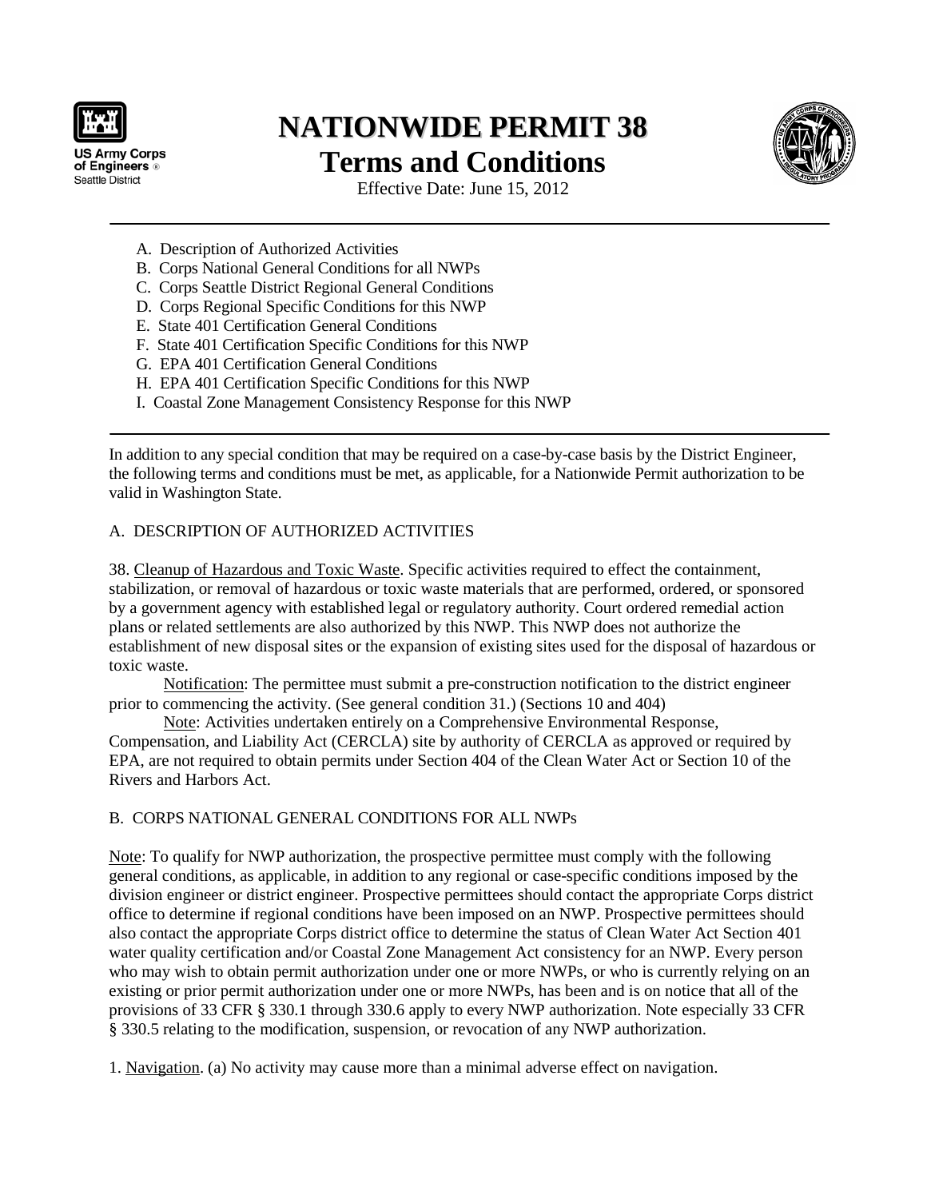# NATIONWIDE PERMIT 38

## Terms and Conditions

Effective Date: June 15, 2012

- A. Description of Authorized Activities
- B. Corps National General Conditions for all NWPs
- C. Corps Seattle District Regional General Conditions
- D. Corps Regional Specific Conditions for this NWP
- E. State 401 Certification General Conditions
- F. State 401 Certification Specific Conditions for this NWP
- G. EPA 401 Certification General Conditions
- H. EPA 401 Certification Specific Conditions for this NWP
- I. Coastal Zone Management Consistency Response for this NWP

---

In addition to any special condition that may be required on a case-by-case basis by the District Engineer, the following terms and conditions must be met, as applicable, for a Nationwide Permit authorization to be valid in Washington State.

### A. DESCRIPTION OF AUTHORIZED ACTIVITIES

38. Cleanup of Hazardous and Toxic Waste. Specific activities required to effect the containment, stabilization, or removal of hazardous or toxic waste materials that are performed, ordered, or sponsored by a government agency with established legal or regulatory authority. Court ordered remedial action plans or related settlements are also authorized by this NWP. This NWP does not authorize the establishment of new disposal sites or the expansion of existing sites used for the disposal of hazardous or toxic waste.

Notification: The permittee must submit a pre-construction notification to the district engineer prior to commencing the activity. (See general condition 31.) (Sections 10 and 404)

Note: Activities undertaken entirely on a Comprehensive Environmental Response, Compensation, and Liability Act (CERCLA) site by authority of CERCLA as approved or required by EPA, are not required to obtain permits under Section 404 of the Clean Water Act or Section 10 of the Rivers and Harbors Act.

### B. CORPS NATIONAL GENERAL CONDITIONS FOR ALL NWPs

Note: To qualify for NWP authorization, the prospective permittee must comply with the following general conditions, as applicable, in addition to any regional or case-specific conditions imposed by the division engineer or district engineer. Prospective permittees should contact the appropriate Corps district office to determine if regional conditions have been imposed on an NWP. Prospective permittees should also contact the appropriate Corps district office to determine the status of Clean Water Act Section 401 water quality certification and/or Coastal Zone Management Act consistency for an NWP. Every person who may wish to obtain permit authorization under one or more NWPs, or who is currently relying on an existing or prior permit authorization under one or more NWPs, has been and is on notice that all of the provisions of 33 CFR § 330.1 through 330.6 apply to every NWP authorization. Note especially 33 CFR § 330.5 relating to the modification, suspension, or revocation of any NWP authorization.

1. Navigation. (a) No activity may cause more than a minimal adverse effect on navigation.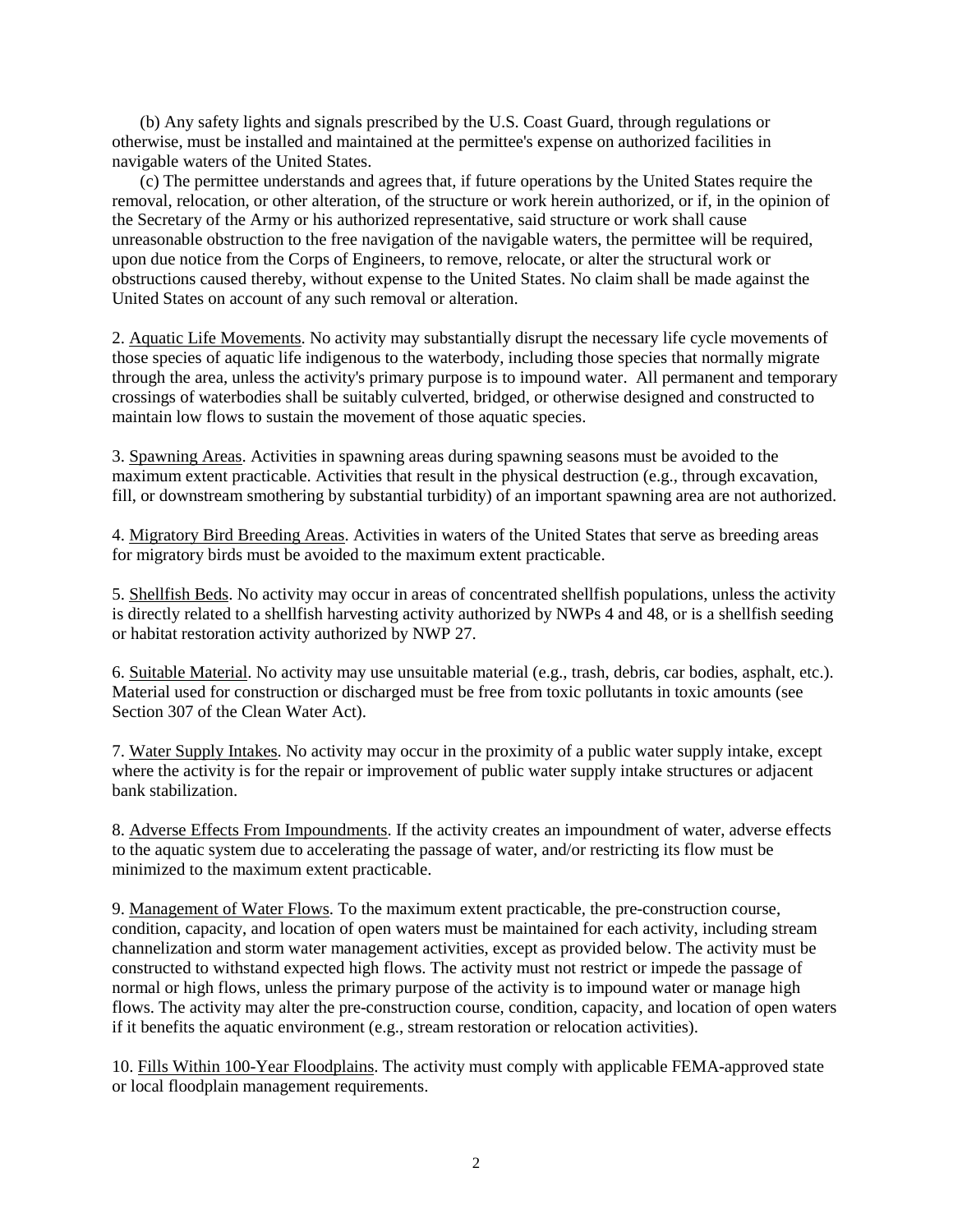(b) Any safety lights and signals prescribed by the U.S. Coast Guard, through regulations or otherwise, must be installed and maintained at the permittee's expense on authorized facilities in navigable waters of the United States.

(c) The permittee understands and agrees that, if future operations by the United States require the removal, relocation, or other alteration, of the structure or work herein authorized, or if, in the opinion of the Secretary of the Army or his authorized representative, said structure or work shall cause unreasonable obstruction to the free navigation of the navigable waters, the permittee will be required, upon due notice from the Corps of Engineers, to remove, relocate, or alter the structural work or obstructions caused thereby, without expense to the United States. No claim shall be made against the United States on account of any such removal or alteration.

2. Aquatic Life Movements. No activity may substantially disrupt the necessary life cycle movements of those species of aquatic life indigenous to the waterbody, including those species that normally migrate through the area, unless the activity's primary purpose is to impound water. All permanent and temporary crossings of waterbodies shall be suitably culverted, bridged, or otherwise designed and constructed to maintain low flows to sustain the movement of those aquatic species.

3. Spawning Areas. Activities in spawning areas during spawning seasons must be avoided to the maximum extent practicable. Activities that result in the physical destruction (e.g., through excavation, fill, or downstream smothering by substantial turbidity) of an important spawning area are not authorized.

4. Migratory Bird Breeding Areas. Activities in waters of the United States that serve as breeding areas for migratory birds must be avoided to the maximum extent practicable.

5. Shellfish Beds. No activity may occur in areas of concentrated shellfish populations, unless the activity is directly related to a shellfish harvesting activity authorized by NWPs 4 and 48, or is a shellfish seeding or habitat restoration activity authorized by NWP 27.

6. Suitable Material. No activity may use unsuitable material (e.g., trash, debris, car bodies, asphalt, etc.). Material used for construction or discharged must be free from toxic pollutants in toxic amounts (see Section 307 of the Clean Water Act).

7. Water Supply Intakes. No activity may occur in the proximity of a public water supply intake, except where the activity is for the repair or improvement of public water supply intake structures or adjacent bank stabilization.

8. Adverse Effects From Impoundments. If the activity creates an impoundment of water, adverse effects to the aquatic system due to accelerating the passage of water, and/or restricting its flow must be minimized to the maximum extent practicable.

9. Management of Water Flows. To the maximum extent practicable, the pre-construction course, condition, capacity, and location of open waters must be maintained for each activity, including stream channelization and storm water management activities, except as provided below. The activity must be constructed to withstand expected high flows. The activity must not restrict or impede the passage of normal or high flows, unless the primary purpose of the activity is to impound water or manage high flows. The activity may alter the pre-construction course, condition, capacity, and location of open waters if it benefits the aquatic environment (e.g., stream restoration or relocation activities).

10. Fills Within 100-Year Floodplains. The activity must comply with applicable FEMA-approved state or local floodplain management requirements.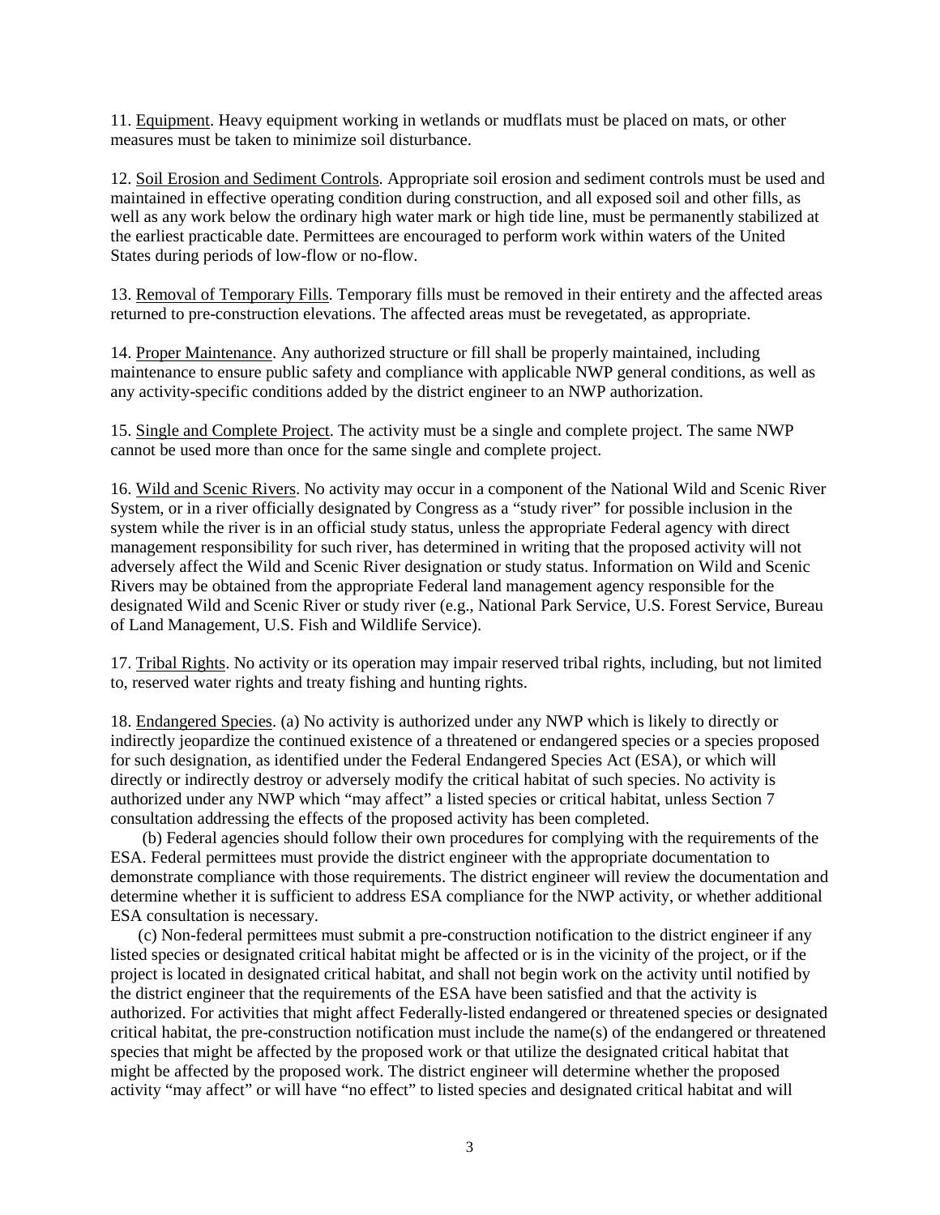11. Equipment. Heavy equipment working in wetlands or mudflats must be placed on mats, or other measures must be taken to minimize soil disturbance.

12. Soil Erosion and Sediment Controls. Appropriate soil erosion and sediment controls must be used and maintained in effective operating condition during construction, and all exposed soil and other fills, as well as any work below the ordinary high water mark or high tide line, must be permanently stabilized at the earliest practicable date. Permittees are encouraged to perform work within waters of the United States during periods of low-flow or no-flow.

13. Removal of Temporary Fills. Temporary fills must be removed in their entirety and the affected areas returned to pre-construction elevations. The affected areas must be revegetated, as appropriate.

14. Proper Maintenance. Any authorized structure or fill shall be properly maintained, including maintenance to ensure public safety and compliance with applicable NWP general conditions, as well as any activity-specific conditions added by the district engineer to an NWP authorization.

15. Single and Complete Project. The activity must be a single and complete project. The same NWP cannot be used more than once for the same single and complete project.

16. Wild and Scenic Rivers. No activity may occur in a component of the National Wild and Scenic River System, or in a river officially designated by Congress as a "study river" for possible inclusion in the system while the river is in an official study status, unless the appropriate Federal agency with direct management responsibility for such river, has determined in writing that the proposed activity will not adversely affect the Wild and Scenic River designation or study status. Information on Wild and Scenic Rivers may be obtained from the appropriate Federal land management agency responsible for the designated Wild and Scenic River or study river (e.g., National Park Service, U.S. Forest Service, Bureau of Land Management, U.S. Fish and Wildlife Service).

17. Tribal Rights. No activity or its operation may impair reserved tribal rights, including, but not limited to, reserved water rights and treaty fishing and hunting rights.

18. Endangered Species. (a) No activity is authorized under any NWP which is likely to directly or indirectly jeopardize the continued existence of a threatened or endangered species or a species proposed for such designation, as identified under the Federal Endangered Species Act (ESA), or which will directly or indirectly destroy or adversely modify the critical habitat of such species. No activity is authorized under any NWP which "may affect" a listed species or critical habitat, unless Section 7 consultation addressing the effects of the proposed activity has been completed.

(b) Federal agencies should follow their own procedures for complying with the requirements of the ESA. Federal permittees must provide the district engineer with the appropriate documentation to demonstrate compliance with those requirements. The district engineer will review the documentation and determine whether it is sufficient to address ESA compliance for the NWP activity, or whether additional ESA consultation is necessary.

(c) Non-federal permittees must submit a pre-construction notification to the district engineer if any listed species or designated critical habitat might be affected or is in the vicinity of the project, or if the project is located in designated critical habitat, and shall not begin work on the activity until notified by the district engineer that the requirements of the ESA have been satisfied and that the activity is authorized. For activities that might affect Federally-listed endangered or threatened species or designated critical habitat, the pre-construction notification must include the name(s) of the endangered or threatened species that might be affected by the proposed work or that utilize the designated critical habitat that might be affected by the proposed work. The district engineer will determine whether the proposed activity "may affect" or will have "no effect" to listed species and designated critical habitat and will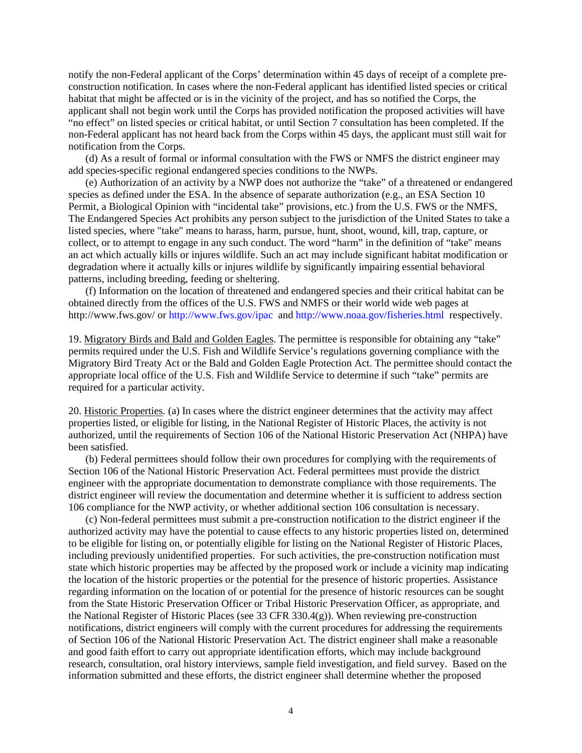notify the non-Federal applicant of the Corps' determination within 45 days of receipt of a complete pre-construction notification. In cases where the non-Federal applicant has identified listed species or critical habitat that might be affected or is in the vicinity of the project, and has so notified the Corps, the applicant shall not begin work until the Corps has provided notification the proposed activities will have "no effect" on listed species or critical habitat, or until Section 7 consultation has been completed. If the non-Federal applicant has not heard back from the Corps within 45 days, the applicant must still wait for notification from the Corps.

(d) As a result of formal or informal consultation with the FWS or NMFS the district engineer may add species-specific regional endangered species conditions to the NWPs.

(e) Authorization of an activity by a NWP does not authorize the "take" of a threatened or endangered species as defined under the ESA. In the absence of separate authorization (e.g., an ESA Section 10 Permit, a Biological Opinion with "incidental take" provisions, etc.) from the U.S. FWS or the NMFS, The Endangered Species Act prohibits any person subject to the jurisdiction of the United States to take a listed species, where "take" means to harass, harm, pursue, hunt, shoot, wound, kill, trap, capture, or collect, or to attempt to engage in any such conduct. The word "harm" in the definition of "take" means an act which actually kills or injures wildlife. Such an act may include significant habitat modification or degradation where it actually kills or injures wildlife by significantly impairing essential behavioral patterns, including breeding, feeding or sheltering.

(f) Information on the location of threatened and endangered species and their critical habitat can be obtained directly from the offices of the U.S. FWS and NMFS or their world wide web pages at http://www.fws.gov/ or http://www.fws.gov/ipac and http://www.noaa.gov/fisheries.html respectively.

19. Migratory Birds and Bald and Golden Eagles. The permittee is responsible for obtaining any "take" permits required under the U.S. Fish and Wildlife Service's regulations governing compliance with the Migratory Bird Treaty Act or the Bald and Golden Eagle Protection Act. The permittee should contact the appropriate local office of the U.S. Fish and Wildlife Service to determine if such "take" permits are required for a particular activity.

20. Historic Properties. (a) In cases where the district engineer determines that the activity may affect properties listed, or eligible for listing, in the National Register of Historic Places, the activity is not authorized, until the requirements of Section 106 of the National Historic Preservation Act (NHPA) have been satisfied.

(b) Federal permittees should follow their own procedures for complying with the requirements of Section 106 of the National Historic Preservation Act. Federal permittees must provide the district engineer with the appropriate documentation to demonstrate compliance with those requirements. The district engineer will review the documentation and determine whether it is sufficient to address section 106 compliance for the NWP activity, or whether additional section 106 consultation is necessary.

(c) Non-federal permittees must submit a pre-construction notification to the district engineer if the authorized activity may have the potential to cause effects to any historic properties listed on, determined to be eligible for listing on, or potentially eligible for listing on the National Register of Historic Places, including previously unidentified properties. For such activities, the pre-construction notification must state which historic properties may be affected by the proposed work or include a vicinity map indicating the location of the historic properties or the potential for the presence of historic properties. Assistance regarding information on the location of or potential for the presence of historic resources can be sought from the State Historic Preservation Officer or Tribal Historic Preservation Officer, as appropriate, and the National Register of Historic Places (see 33 CFR 330.4(g)). When reviewing pre-construction notifications, district engineers will comply with the current procedures for addressing the requirements of Section 106 of the National Historic Preservation Act. The district engineer shall make a reasonable and good faith effort to carry out appropriate identification efforts, which may include background research, consultation, oral history interviews, sample field investigation, and field survey. Based on the information submitted and these efforts, the district engineer shall determine whether the proposed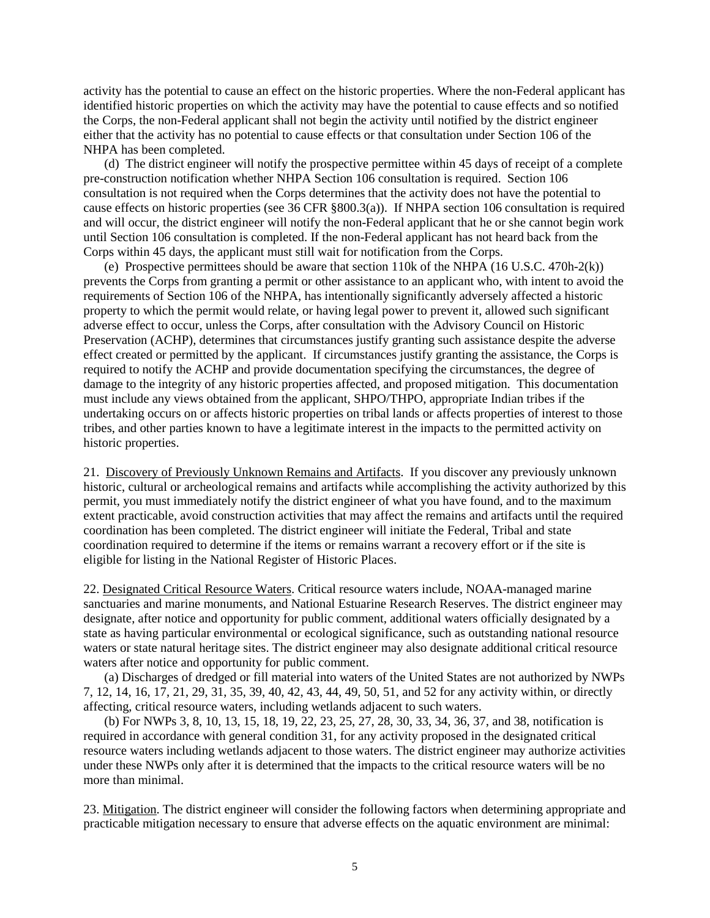activity has the potential to cause an effect on the historic properties. Where the non-Federal applicant has identified historic properties on which the activity may have the potential to cause effects and so notified the Corps, the non-Federal applicant shall not begin the activity until notified by the district engineer either that the activity has no potential to cause effects or that consultation under Section 106 of the NHPA has been completed.

(d) The district engineer will notify the prospective permittee within 45 days of receipt of a complete pre-construction notification whether NHPA Section 106 consultation is required. Section 106 consultation is not required when the Corps determines that the activity does not have the potential to cause effects on historic properties (see 36 CFR §800.3(a)). If NHPA section 106 consultation is required and will occur, the district engineer will notify the non-Federal applicant that he or she cannot begin work until Section 106 consultation is completed. If the non-Federal applicant has not heard back from the Corps within 45 days, the applicant must still wait for notification from the Corps.

(e) Prospective permittees should be aware that section 110k of the NHPA (16 U.S.C. 470h-2(k)) prevents the Corps from granting a permit or other assistance to an applicant who, with intent to avoid the requirements of Section 106 of the NHPA, has intentionally significantly adversely affected a historic property to which the permit would relate, or having legal power to prevent it, allowed such significant adverse effect to occur, unless the Corps, after consultation with the Advisory Council on Historic Preservation (ACHP), determines that circumstances justify granting such assistance despite the adverse effect created or permitted by the applicant. If circumstances justify granting the assistance, the Corps is required to notify the ACHP and provide documentation specifying the circumstances, the degree of damage to the integrity of any historic properties affected, and proposed mitigation. This documentation must include any views obtained from the applicant, SHPO/THPO, appropriate Indian tribes if the undertaking occurs on or affects historic properties on tribal lands or affects properties of interest to those tribes, and other parties known to have a legitimate interest in the impacts to the permitted activity on historic properties.

21. Discovery of Previously Unknown Remains and Artifacts. If you discover any previously unknown historic, cultural or archeological remains and artifacts while accomplishing the activity authorized by this permit, you must immediately notify the district engineer of what you have found, and to the maximum extent practicable, avoid construction activities that may affect the remains and artifacts until the required coordination has been completed. The district engineer will initiate the Federal, Tribal and state coordination required to determine if the items or remains warrant a recovery effort or if the site is eligible for listing in the National Register of Historic Places.

22. Designated Critical Resource Waters. Critical resource waters include, NOAA-managed marine sanctuaries and marine monuments, and National Estuarine Research Reserves. The district engineer may designate, after notice and opportunity for public comment, additional waters officially designated by a state as having particular environmental or ecological significance, such as outstanding national resource waters or state natural heritage sites. The district engineer may also designate additional critical resource waters after notice and opportunity for public comment.

(a) Discharges of dredged or fill material into waters of the United States are not authorized by NWPs 7, 12, 14, 16, 17, 21, 29, 31, 35, 39, 40, 42, 43, 44, 49, 50, 51, and 52 for any activity within, or directly affecting, critical resource waters, including wetlands adjacent to such waters.

(b) For NWPs 3, 8, 10, 13, 15, 18, 19, 22, 23, 25, 27, 28, 30, 33, 34, 36, 37, and 38, notification is required in accordance with general condition 31, for any activity proposed in the designated critical resource waters including wetlands adjacent to those waters. The district engineer may authorize activities under these NWPs only after it is determined that the impacts to the critical resource waters will be no more than minimal.

23. Mitigation. The district engineer will consider the following factors when determining appropriate and practicable mitigation necessary to ensure that adverse effects on the aquatic environment are minimal: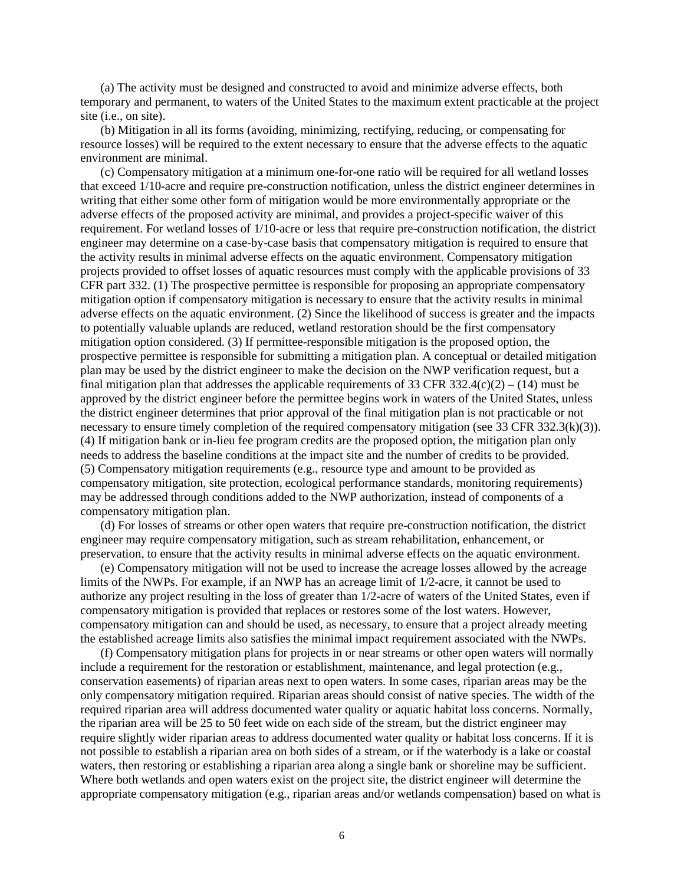(a) The activity must be designed and constructed to avoid and minimize adverse effects, both temporary and permanent, to waters of the United States to the maximum extent practicable at the project site (i.e., on site).

(b) Mitigation in all its forms (avoiding, minimizing, rectifying, reducing, or compensating for resource losses) will be required to the extent necessary to ensure that the adverse effects to the aquatic environment are minimal.

(c) Compensatory mitigation at a minimum one-for-one ratio will be required for all wetland losses that exceed 1/10-acre and require pre-construction notification, unless the district engineer determines in writing that either some other form of mitigation would be more environmentally appropriate or the adverse effects of the proposed activity are minimal, and provides a project-specific waiver of this requirement. For wetland losses of 1/10-acre or less that require pre-construction notification, the district engineer may determine on a case-by-case basis that compensatory mitigation is required to ensure that the activity results in minimal adverse effects on the aquatic environment. Compensatory mitigation projects provided to offset losses of aquatic resources must comply with the applicable provisions of 33 CFR part 332. (1) The prospective permittee is responsible for proposing an appropriate compensatory mitigation option if compensatory mitigation is necessary to ensure that the activity results in minimal adverse effects on the aquatic environment. (2) Since the likelihood of success is greater and the impacts to potentially valuable uplands are reduced, wetland restoration should be the first compensatory mitigation option considered. (3) If permittee-responsible mitigation is the proposed option, the prospective permittee is responsible for submitting a mitigation plan. A conceptual or detailed mitigation plan may be used by the district engineer to make the decision on the NWP verification request, but a final mitigation plan that addresses the applicable requirements of 33 CFR 332.4(c)(2) – (14) must be approved by the district engineer before the permittee begins work in waters of the United States, unless the district engineer determines that prior approval of the final mitigation plan is not practicable or not necessary to ensure timely completion of the required compensatory mitigation (see 33 CFR 332.3(k)(3)). (4) If mitigation bank or in-lieu fee program credits are the proposed option, the mitigation plan only needs to address the baseline conditions at the impact site and the number of credits to be provided. (5) Compensatory mitigation requirements (e.g., resource type and amount to be provided as compensatory mitigation, site protection, ecological performance standards, monitoring requirements) may be addressed through conditions added to the NWP authorization, instead of components of a compensatory mitigation plan.

(d) For losses of streams or other open waters that require pre-construction notification, the district engineer may require compensatory mitigation, such as stream rehabilitation, enhancement, or preservation, to ensure that the activity results in minimal adverse effects on the aquatic environment.

(e) Compensatory mitigation will not be used to increase the acreage losses allowed by the acreage limits of the NWPs. For example, if an NWP has an acreage limit of 1/2-acre, it cannot be used to authorize any project resulting in the loss of greater than 1/2-acre of waters of the United States, even if compensatory mitigation is provided that replaces or restores some of the lost waters. However, compensatory mitigation can and should be used, as necessary, to ensure that a project already meeting the established acreage limits also satisfies the minimal impact requirement associated with the NWPs.

(f) Compensatory mitigation plans for projects in or near streams or other open waters will normally include a requirement for the restoration or establishment, maintenance, and legal protection (e.g., conservation easements) of riparian areas next to open waters. In some cases, riparian areas may be the only compensatory mitigation required. Riparian areas should consist of native species. The width of the required riparian area will address documented water quality or aquatic habitat loss concerns. Normally, the riparian area will be 25 to 50 feet wide on each side of the stream, but the district engineer may require slightly wider riparian areas to address documented water quality or habitat loss concerns. If it is not possible to establish a riparian area on both sides of a stream, or if the waterbody is a lake or coastal waters, then restoring or establishing a riparian area along a single bank or shoreline may be sufficient. Where both wetlands and open waters exist on the project site, the district engineer will determine the appropriate compensatory mitigation (e.g., riparian areas and/or wetlands compensation) based on what is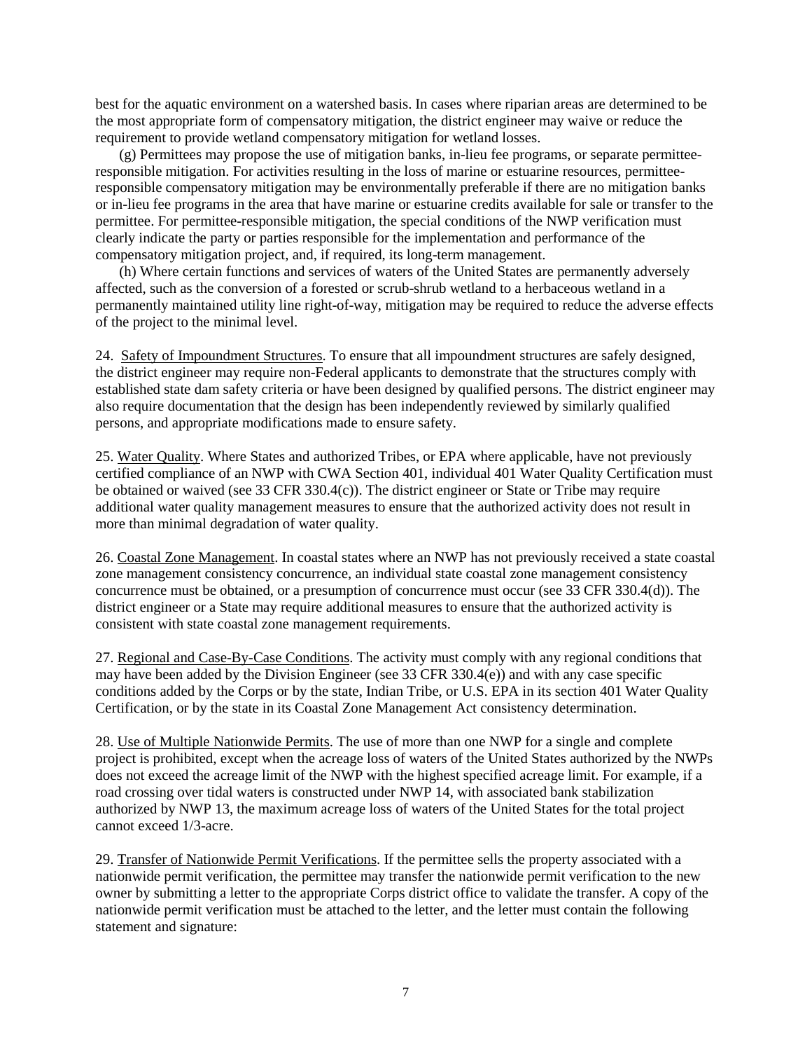best for the aquatic environment on a watershed basis. In cases where riparian areas are determined to be the most appropriate form of compensatory mitigation, the district engineer may waive or reduce the requirement to provide wetland compensatory mitigation for wetland losses.

(g) Permittees may propose the use of mitigation banks, in-lieu fee programs, or separate permittee-responsible mitigation. For activities resulting in the loss of marine or estuarine resources, permittee-responsible compensatory mitigation may be environmentally preferable if there are no mitigation banks or in-lieu fee programs in the area that have marine or estuarine credits available for sale or transfer to the permittee. For permittee-responsible mitigation, the special conditions of the NWP verification must clearly indicate the party or parties responsible for the implementation and performance of the compensatory mitigation project, and, if required, its long-term management.

(h) Where certain functions and services of waters of the United States are permanently adversely affected, such as the conversion of a forested or scrub-shrub wetland to a herbaceous wetland in a permanently maintained utility line right-of-way, mitigation may be required to reduce the adverse effects of the project to the minimal level.

24. Safety of Impoundment Structures. To ensure that all impoundment structures are safely designed, the district engineer may require non-Federal applicants to demonstrate that the structures comply with established state dam safety criteria or have been designed by qualified persons. The district engineer may also require documentation that the design has been independently reviewed by similarly qualified persons, and appropriate modifications made to ensure safety.

25. Water Quality. Where States and authorized Tribes, or EPA where applicable, have not previously certified compliance of an NWP with CWA Section 401, individual 401 Water Quality Certification must be obtained or waived (see 33 CFR 330.4(c)). The district engineer or State or Tribe may require additional water quality management measures to ensure that the authorized activity does not result in more than minimal degradation of water quality.

26. Coastal Zone Management. In coastal states where an NWP has not previously received a state coastal zone management consistency concurrence, an individual state coastal zone management consistency concurrence must be obtained, or a presumption of concurrence must occur (see 33 CFR 330.4(d)). The district engineer or a State may require additional measures to ensure that the authorized activity is consistent with state coastal zone management requirements.

27. Regional and Case-By-Case Conditions. The activity must comply with any regional conditions that may have been added by the Division Engineer (see 33 CFR 330.4(e)) and with any case specific conditions added by the Corps or by the state, Indian Tribe, or U.S. EPA in its section 401 Water Quality Certification, or by the state in its Coastal Zone Management Act consistency determination.

28. Use of Multiple Nationwide Permits. The use of more than one NWP for a single and complete project is prohibited, except when the acreage loss of waters of the United States authorized by the NWPs does not exceed the acreage limit of the NWP with the highest specified acreage limit. For example, if a road crossing over tidal waters is constructed under NWP 14, with associated bank stabilization authorized by NWP 13, the maximum acreage loss of waters of the United States for the total project cannot exceed 1/3-acre.

29. Transfer of Nationwide Permit Verifications. If the permittee sells the property associated with a nationwide permit verification, the permittee may transfer the nationwide permit verification to the new owner by submitting a letter to the appropriate Corps district office to validate the transfer. A copy of the nationwide permit verification must be attached to the letter, and the letter must contain the following statement and signature: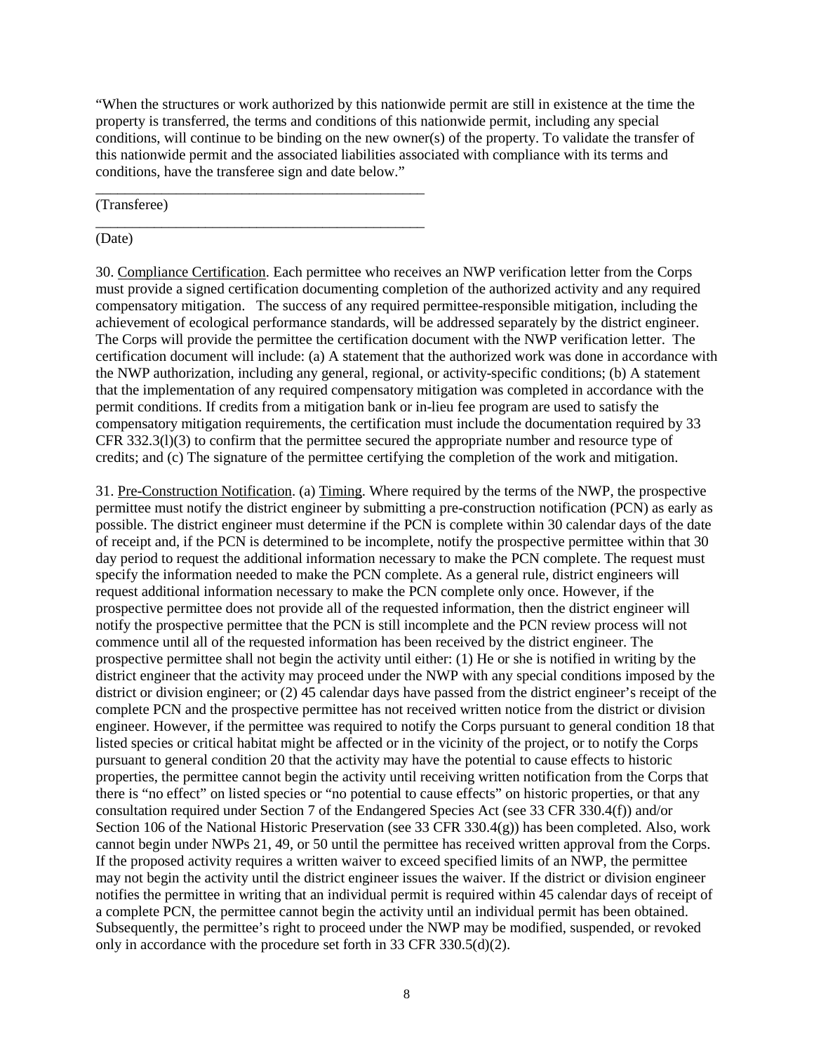"When the structures or work authorized by this nationwide permit are still in existence at the time the property is transferred, the terms and conditions of this nationwide permit, including any special conditions, will continue to be binding on the new owner(s) of the property. To validate the transfer of this nationwide permit and the associated liabilities associated with compliance with its terms and conditions, have the transferee sign and date below."

_______________________________________________
(Transferee)

_______________________________________________
(Date)

30. Compliance Certification. Each permittee who receives an NWP verification letter from the Corps must provide a signed certification documenting completion of the authorized activity and any required compensatory mitigation. The success of any required permittee-responsible mitigation, including the achievement of ecological performance standards, will be addressed separately by the district engineer. The Corps will provide the permittee the certification document with the NWP verification letter. The certification document will include: (a) A statement that the authorized work was done in accordance with the NWP authorization, including any general, regional, or activity-specific conditions; (b) A statement that the implementation of any required compensatory mitigation was completed in accordance with the permit conditions. If credits from a mitigation bank or in-lieu fee program are used to satisfy the compensatory mitigation requirements, the certification must include the documentation required by 33 CFR 332.3(l)(3) to confirm that the permittee secured the appropriate number and resource type of credits; and (c) The signature of the permittee certifying the completion of the work and mitigation.

31. Pre-Construction Notification. (a) Timing. Where required by the terms of the NWP, the prospective permittee must notify the district engineer by submitting a pre-construction notification (PCN) as early as possible. The district engineer must determine if the PCN is complete within 30 calendar days of the date of receipt and, if the PCN is determined to be incomplete, notify the prospective permittee within that 30 day period to request the additional information necessary to make the PCN complete. The request must specify the information needed to make the PCN complete. As a general rule, district engineers will request additional information necessary to make the PCN complete only once. However, if the prospective permittee does not provide all of the requested information, then the district engineer will notify the prospective permittee that the PCN is still incomplete and the PCN review process will not commence until all of the requested information has been received by the district engineer. The prospective permittee shall not begin the activity until either: (1) He or she is notified in writing by the district engineer that the activity may proceed under the NWP with any special conditions imposed by the district or division engineer; or (2) 45 calendar days have passed from the district engineer's receipt of the complete PCN and the prospective permittee has not received written notice from the district or division engineer. However, if the permittee was required to notify the Corps pursuant to general condition 18 that listed species or critical habitat might be affected or in the vicinity of the project, or to notify the Corps pursuant to general condition 20 that the activity may have the potential to cause effects to historic properties, the permittee cannot begin the activity until receiving written notification from the Corps that there is "no effect" on listed species or "no potential to cause effects" on historic properties, or that any consultation required under Section 7 of the Endangered Species Act (see 33 CFR 330.4(f)) and/or Section 106 of the National Historic Preservation (see 33 CFR 330.4(g)) has been completed. Also, work cannot begin under NWPs 21, 49, or 50 until the permittee has received written approval from the Corps. If the proposed activity requires a written waiver to exceed specified limits of an NWP, the permittee may not begin the activity until the district engineer issues the waiver. If the district or division engineer notifies the permittee in writing that an individual permit is required within 45 calendar days of receipt of a complete PCN, the permittee cannot begin the activity until an individual permit has been obtained. Subsequently, the permittee's right to proceed under the NWP may be modified, suspended, or revoked only in accordance with the procedure set forth in 33 CFR 330.5(d)(2).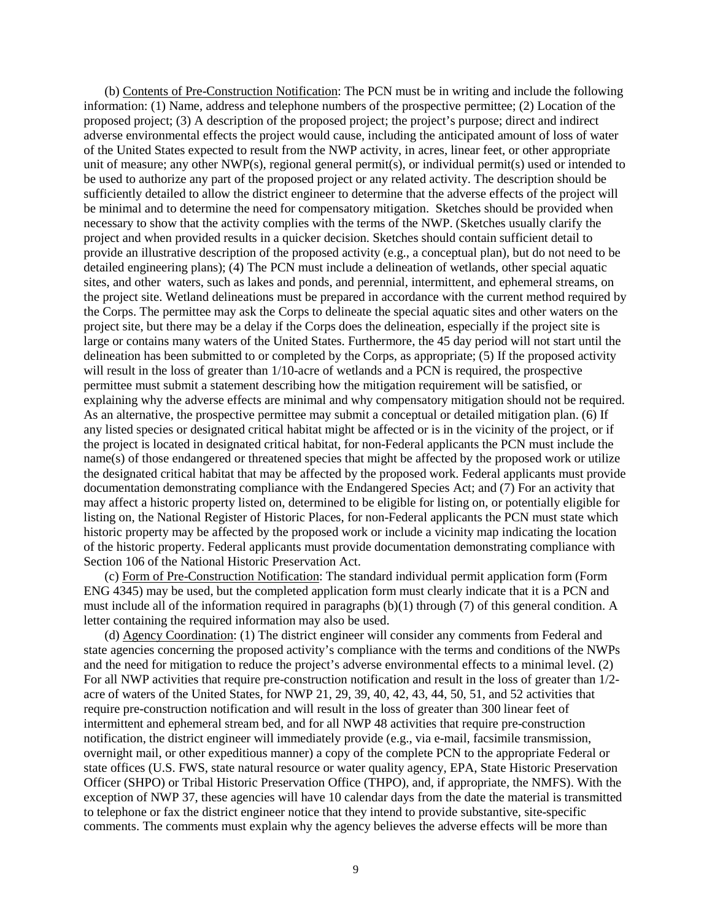(b) Contents of Pre-Construction Notification: The PCN must be in writing and include the following information: (1) Name, address and telephone numbers of the prospective permittee; (2) Location of the proposed project; (3) A description of the proposed project; the project's purpose; direct and indirect adverse environmental effects the project would cause, including the anticipated amount of loss of water of the United States expected to result from the NWP activity, in acres, linear feet, or other appropriate unit of measure; any other NWP(s), regional general permit(s), or individual permit(s) used or intended to be used to authorize any part of the proposed project or any related activity. The description should be sufficiently detailed to allow the district engineer to determine that the adverse effects of the project will be minimal and to determine the need for compensatory mitigation. Sketches should be provided when necessary to show that the activity complies with the terms of the NWP. (Sketches usually clarify the project and when provided results in a quicker decision. Sketches should contain sufficient detail to provide an illustrative description of the proposed activity (e.g., a conceptual plan), but do not need to be detailed engineering plans); (4) The PCN must include a delineation of wetlands, other special aquatic sites, and other waters, such as lakes and ponds, and perennial, intermittent, and ephemeral streams, on the project site. Wetland delineations must be prepared in accordance with the current method required by the Corps. The permittee may ask the Corps to delineate the special aquatic sites and other waters on the project site, but there may be a delay if the Corps does the delineation, especially if the project site is large or contains many waters of the United States. Furthermore, the 45 day period will not start until the delineation has been submitted to or completed by the Corps, as appropriate; (5) If the proposed activity will result in the loss of greater than 1/10-acre of wetlands and a PCN is required, the prospective permittee must submit a statement describing how the mitigation requirement will be satisfied, or explaining why the adverse effects are minimal and why compensatory mitigation should not be required. As an alternative, the prospective permittee may submit a conceptual or detailed mitigation plan. (6) If any listed species or designated critical habitat might be affected or is in the vicinity of the project, or if the project is located in designated critical habitat, for non-Federal applicants the PCN must include the name(s) of those endangered or threatened species that might be affected by the proposed work or utilize the designated critical habitat that may be affected by the proposed work. Federal applicants must provide documentation demonstrating compliance with the Endangered Species Act; and (7) For an activity that may affect a historic property listed on, determined to be eligible for listing on, or potentially eligible for listing on, the National Register of Historic Places, for non-Federal applicants the PCN must state which historic property may be affected by the proposed work or include a vicinity map indicating the location of the historic property. Federal applicants must provide documentation demonstrating compliance with Section 106 of the National Historic Preservation Act.

(c) Form of Pre-Construction Notification: The standard individual permit application form (Form ENG 4345) may be used, but the completed application form must clearly indicate that it is a PCN and must include all of the information required in paragraphs (b)(1) through (7) of this general condition. A letter containing the required information may also be used.

(d) Agency Coordination: (1) The district engineer will consider any comments from Federal and state agencies concerning the proposed activity's compliance with the terms and conditions of the NWPs and the need for mitigation to reduce the project's adverse environmental effects to a minimal level. (2) For all NWP activities that require pre-construction notification and result in the loss of greater than 1/2-acre of waters of the United States, for NWP 21, 29, 39, 40, 42, 43, 44, 50, 51, and 52 activities that require pre-construction notification and will result in the loss of greater than 300 linear feet of intermittent and ephemeral stream bed, and for all NWP 48 activities that require pre-construction notification, the district engineer will immediately provide (e.g., via e-mail, facsimile transmission, overnight mail, or other expeditious manner) a copy of the complete PCN to the appropriate Federal or state offices (U.S. FWS, state natural resource or water quality agency, EPA, State Historic Preservation Officer (SHPO) or Tribal Historic Preservation Office (THPO), and, if appropriate, the NMFS). With the exception of NWP 37, these agencies will have 10 calendar days from the date the material is transmitted to telephone or fax the district engineer notice that they intend to provide substantive, site-specific comments. The comments must explain why the agency believes the adverse effects will be more than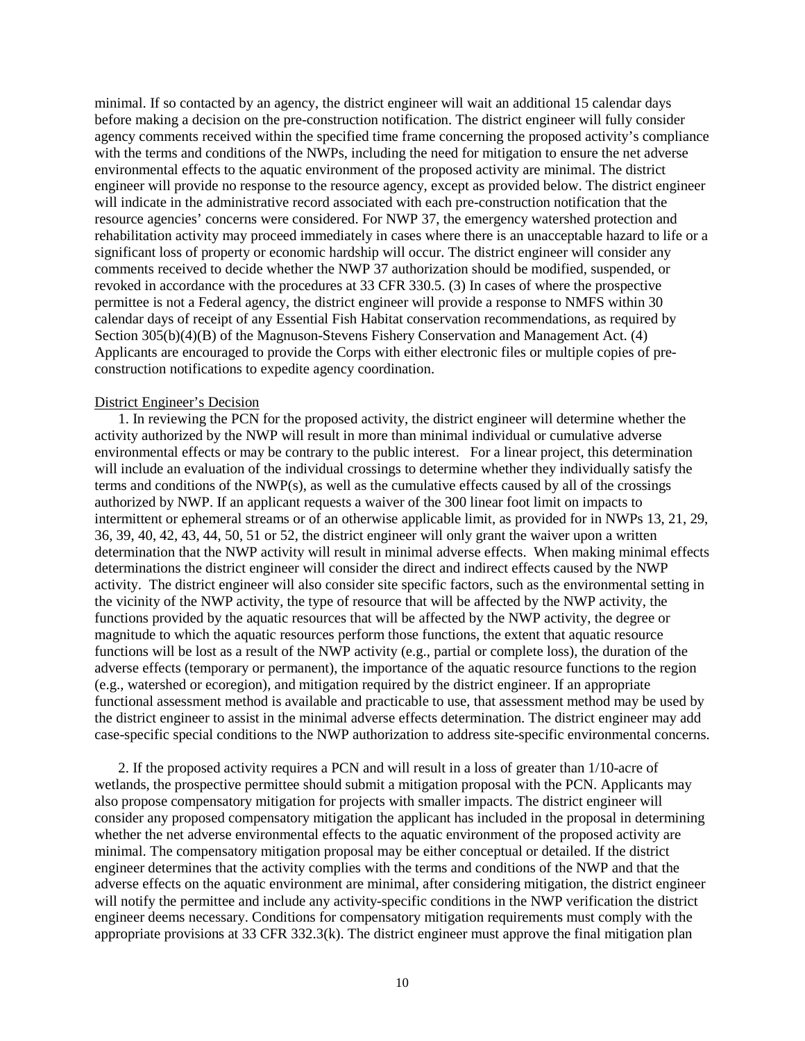minimal. If so contacted by an agency, the district engineer will wait an additional 15 calendar days before making a decision on the pre-construction notification. The district engineer will fully consider agency comments received within the specified time frame concerning the proposed activity's compliance with the terms and conditions of the NWPs, including the need for mitigation to ensure the net adverse environmental effects to the aquatic environment of the proposed activity are minimal. The district engineer will provide no response to the resource agency, except as provided below. The district engineer will indicate in the administrative record associated with each pre-construction notification that the resource agencies' concerns were considered. For NWP 37, the emergency watershed protection and rehabilitation activity may proceed immediately in cases where there is an unacceptable hazard to life or a significant loss of property or economic hardship will occur. The district engineer will consider any comments received to decide whether the NWP 37 authorization should be modified, suspended, or revoked in accordance with the procedures at 33 CFR 330.5. (3) In cases of where the prospective permittee is not a Federal agency, the district engineer will provide a response to NMFS within 30 calendar days of receipt of any Essential Fish Habitat conservation recommendations, as required by Section 305(b)(4)(B) of the Magnuson-Stevens Fishery Conservation and Management Act. (4) Applicants are encouraged to provide the Corps with either electronic files or multiple copies of pre-construction notifications to expedite agency coordination.

District Engineer's Decision

1. In reviewing the PCN for the proposed activity, the district engineer will determine whether the activity authorized by the NWP will result in more than minimal individual or cumulative adverse environmental effects or may be contrary to the public interest. For a linear project, this determination will include an evaluation of the individual crossings to determine whether they individually satisfy the terms and conditions of the NWP(s), as well as the cumulative effects caused by all of the crossings authorized by NWP. If an applicant requests a waiver of the 300 linear foot limit on impacts to intermittent or ephemeral streams or of an otherwise applicable limit, as provided for in NWPs 13, 21, 29, 36, 39, 40, 42, 43, 44, 50, 51 or 52, the district engineer will only grant the waiver upon a written determination that the NWP activity will result in minimal adverse effects. When making minimal effects determinations the district engineer will consider the direct and indirect effects caused by the NWP activity. The district engineer will also consider site specific factors, such as the environmental setting in the vicinity of the NWP activity, the type of resource that will be affected by the NWP activity, the functions provided by the aquatic resources that will be affected by the NWP activity, the degree or magnitude to which the aquatic resources perform those functions, the extent that aquatic resource functions will be lost as a result of the NWP activity (e.g., partial or complete loss), the duration of the adverse effects (temporary or permanent), the importance of the aquatic resource functions to the region (e.g., watershed or ecoregion), and mitigation required by the district engineer. If an appropriate functional assessment method is available and practicable to use, that assessment method may be used by the district engineer to assist in the minimal adverse effects determination. The district engineer may add case-specific special conditions to the NWP authorization to address site-specific environmental concerns.

2. If the proposed activity requires a PCN and will result in a loss of greater than 1/10-acre of wetlands, the prospective permittee should submit a mitigation proposal with the PCN. Applicants may also propose compensatory mitigation for projects with smaller impacts. The district engineer will consider any proposed compensatory mitigation the applicant has included in the proposal in determining whether the net adverse environmental effects to the aquatic environment of the proposed activity are minimal. The compensatory mitigation proposal may be either conceptual or detailed. If the district engineer determines that the activity complies with the terms and conditions of the NWP and that the adverse effects on the aquatic environment are minimal, after considering mitigation, the district engineer will notify the permittee and include any activity-specific conditions in the NWP verification the district engineer deems necessary. Conditions for compensatory mitigation requirements must comply with the appropriate provisions at 33 CFR 332.3(k). The district engineer must approve the final mitigation plan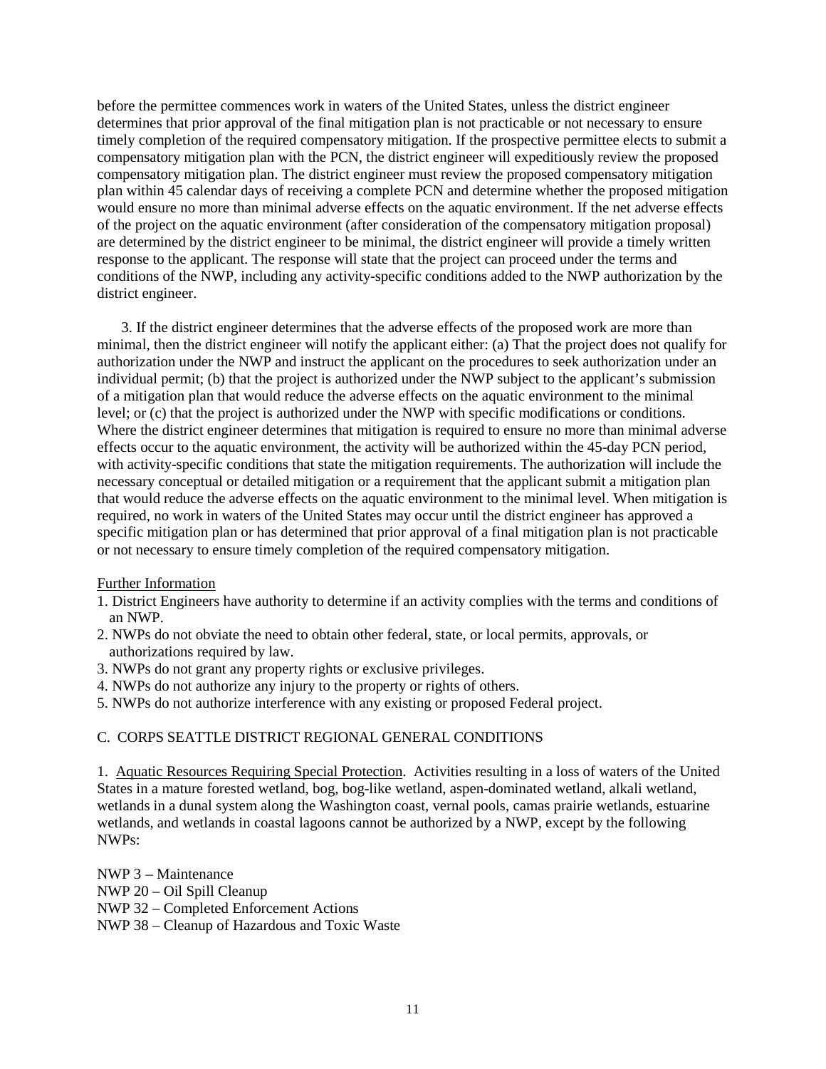before the permittee commences work in waters of the United States, unless the district engineer determines that prior approval of the final mitigation plan is not practicable or not necessary to ensure timely completion of the required compensatory mitigation. If the prospective permittee elects to submit a compensatory mitigation plan with the PCN, the district engineer will expeditiously review the proposed compensatory mitigation plan. The district engineer must review the proposed compensatory mitigation plan within 45 calendar days of receiving a complete PCN and determine whether the proposed mitigation would ensure no more than minimal adverse effects on the aquatic environment. If the net adverse effects of the project on the aquatic environment (after consideration of the compensatory mitigation proposal) are determined by the district engineer to be minimal, the district engineer will provide a timely written response to the applicant. The response will state that the project can proceed under the terms and conditions of the NWP, including any activity-specific conditions added to the NWP authorization by the district engineer.

3. If the district engineer determines that the adverse effects of the proposed work are more than minimal, then the district engineer will notify the applicant either: (a) That the project does not qualify for authorization under the NWP and instruct the applicant on the procedures to seek authorization under an individual permit; (b) that the project is authorized under the NWP subject to the applicant's submission of a mitigation plan that would reduce the adverse effects on the aquatic environment to the minimal level; or (c) that the project is authorized under the NWP with specific modifications or conditions. Where the district engineer determines that mitigation is required to ensure no more than minimal adverse effects occur to the aquatic environment, the activity will be authorized within the 45-day PCN period, with activity-specific conditions that state the mitigation requirements. The authorization will include the necessary conceptual or detailed mitigation or a requirement that the applicant submit a mitigation plan that would reduce the adverse effects on the aquatic environment to the minimal level. When mitigation is required, no work in waters of the United States may occur until the district engineer has approved a specific mitigation plan or has determined that prior approval of a final mitigation plan is not practicable or not necessary to ensure timely completion of the required compensatory mitigation.

Further Information

1. District Engineers have authority to determine if an activity complies with the terms and conditions of an NWP.
2. NWPs do not obviate the need to obtain other federal, state, or local permits, approvals, or authorizations required by law.
3. NWPs do not grant any property rights or exclusive privileges.
4. NWPs do not authorize any injury to the property or rights of others.
5. NWPs do not authorize interference with any existing or proposed Federal project.

## C. CORPS SEATTLE DISTRICT REGIONAL GENERAL CONDITIONS

1. Aquatic Resources Requiring Special Protection. Activities resulting in a loss of waters of the United States in a mature forested wetland, bog, bog-like wetland, aspen-dominated wetland, alkali wetland, wetlands in a dunal system along the Washington coast, vernal pools, camas prairie wetlands, estuarine wetlands, and wetlands in coastal lagoons cannot be authorized by a NWP, except by the following NWPs:

NWP 3 – Maintenance
NWP 20 – Oil Spill Cleanup
NWP 32 – Completed Enforcement Actions
NWP 38 – Cleanup of Hazardous and Toxic Waste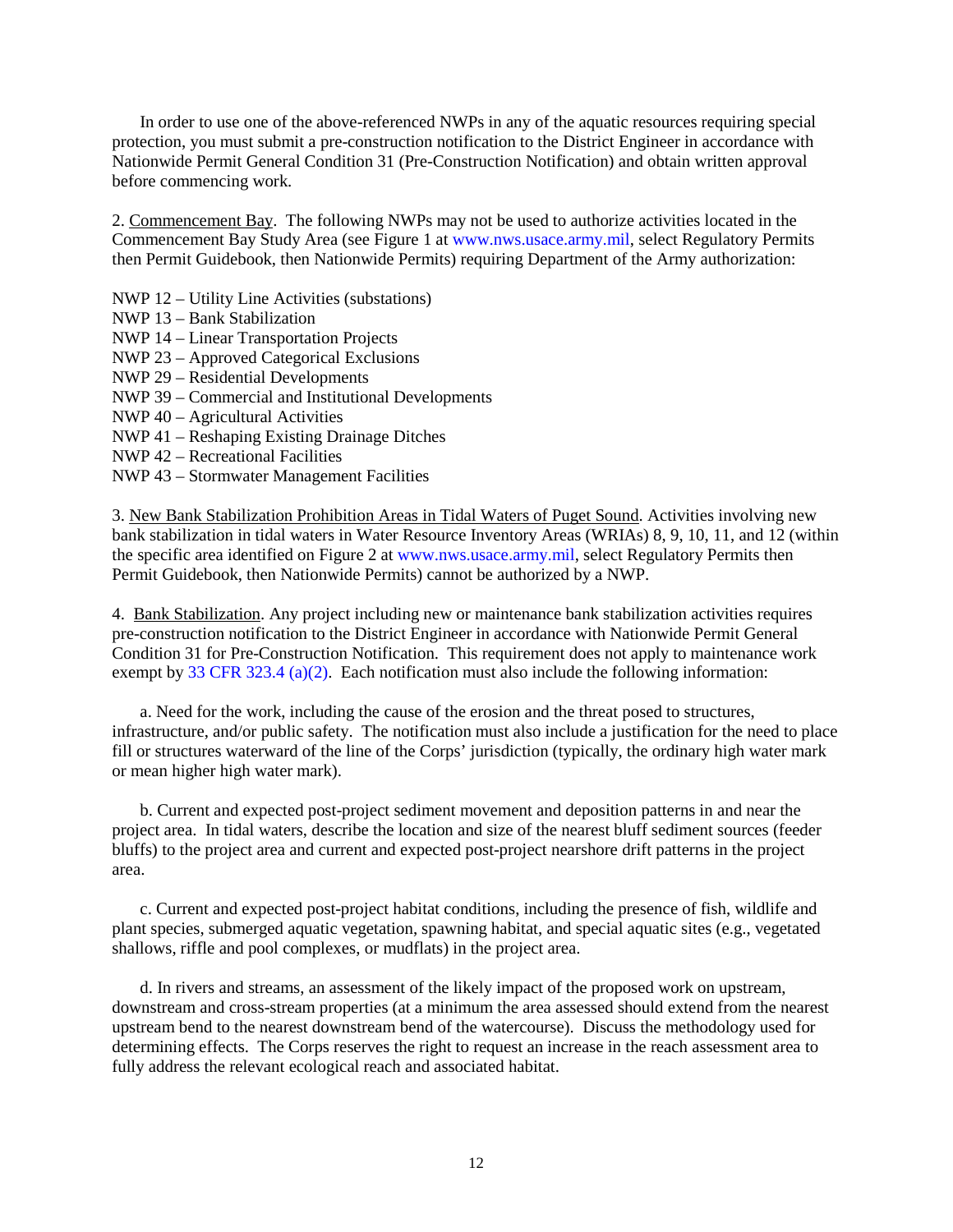In order to use one of the above-referenced NWPs in any of the aquatic resources requiring special protection, you must submit a pre-construction notification to the District Engineer in accordance with Nationwide Permit General Condition 31 (Pre-Construction Notification) and obtain written approval before commencing work.

2. Commencement Bay. The following NWPs may not be used to authorize activities located in the Commencement Bay Study Area (see Figure 1 at www.nws.usace.army.mil, select Regulatory Permits then Permit Guidebook, then Nationwide Permits) requiring Department of the Army authorization:

NWP 12 – Utility Line Activities (substations)
NWP 13 – Bank Stabilization
NWP 14 – Linear Transportation Projects
NWP 23 – Approved Categorical Exclusions
NWP 29 – Residential Developments
NWP 39 – Commercial and Institutional Developments
NWP 40 – Agricultural Activities
NWP 41 – Reshaping Existing Drainage Ditches
NWP 42 – Recreational Facilities
NWP 43 – Stormwater Management Facilities

3. New Bank Stabilization Prohibition Areas in Tidal Waters of Puget Sound. Activities involving new bank stabilization in tidal waters in Water Resource Inventory Areas (WRIAs) 8, 9, 10, 11, and 12 (within the specific area identified on Figure 2 at www.nws.usace.army.mil, select Regulatory Permits then Permit Guidebook, then Nationwide Permits) cannot be authorized by a NWP.

4. Bank Stabilization. Any project including new or maintenance bank stabilization activities requires pre-construction notification to the District Engineer in accordance with Nationwide Permit General Condition 31 for Pre-Construction Notification. This requirement does not apply to maintenance work exempt by 33 CFR 323.4 (a)(2). Each notification must also include the following information:

a. Need for the work, including the cause of the erosion and the threat posed to structures, infrastructure, and/or public safety. The notification must also include a justification for the need to place fill or structures waterward of the line of the Corps' jurisdiction (typically, the ordinary high water mark or mean higher high water mark).

b. Current and expected post-project sediment movement and deposition patterns in and near the project area. In tidal waters, describe the location and size of the nearest bluff sediment sources (feeder bluffs) to the project area and current and expected post-project nearshore drift patterns in the project area.

c. Current and expected post-project habitat conditions, including the presence of fish, wildlife and plant species, submerged aquatic vegetation, spawning habitat, and special aquatic sites (e.g., vegetated shallows, riffle and pool complexes, or mudflats) in the project area.

d. In rivers and streams, an assessment of the likely impact of the proposed work on upstream, downstream and cross-stream properties (at a minimum the area assessed should extend from the nearest upstream bend to the nearest downstream bend of the watercourse). Discuss the methodology used for determining effects. The Corps reserves the right to request an increase in the reach assessment area to fully address the relevant ecological reach and associated habitat.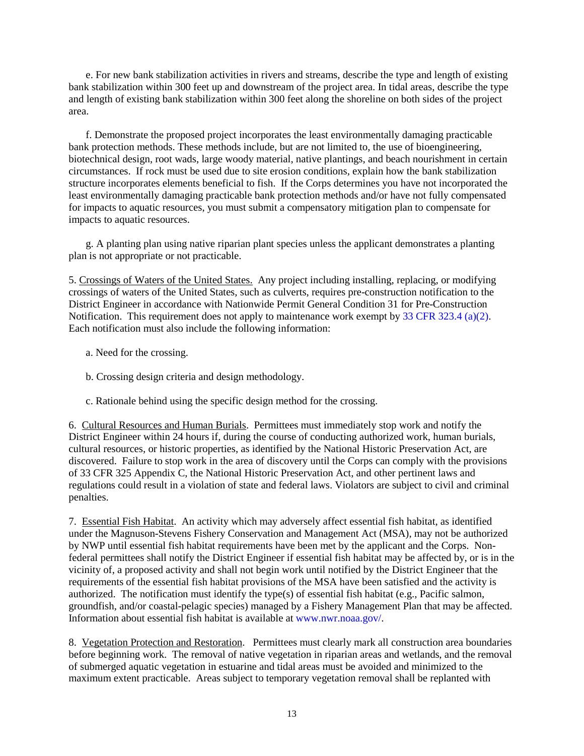e. For new bank stabilization activities in rivers and streams, describe the type and length of existing bank stabilization within 300 feet up and downstream of the project area. In tidal areas, describe the type and length of existing bank stabilization within 300 feet along the shoreline on both sides of the project area.

f. Demonstrate the proposed project incorporates the least environmentally damaging practicable bank protection methods. These methods include, but are not limited to, the use of bioengineering, biotechnical design, root wads, large woody material, native plantings, and beach nourishment in certain circumstances. If rock must be used due to site erosion conditions, explain how the bank stabilization structure incorporates elements beneficial to fish. If the Corps determines you have not incorporated the least environmentally damaging practicable bank protection methods and/or have not fully compensated for impacts to aquatic resources, you must submit a compensatory mitigation plan to compensate for impacts to aquatic resources.

g. A planting plan using native riparian plant species unless the applicant demonstrates a planting plan is not appropriate or not practicable.

5. <u>Crossings of Waters of the United States.</u> Any project including installing, replacing, or modifying crossings of waters of the United States, such as culverts, requires pre-construction notification to the District Engineer in accordance with Nationwide Permit General Condition 31 for Pre-Construction Notification. This requirement does not apply to maintenance work exempt by 33 CFR 323.4 (a)(2). Each notification must also include the following information:

a. Need for the crossing.

b. Crossing design criteria and design methodology.

c. Rationale behind using the specific design method for the crossing.

6. <u>Cultural Resources and Human Burials</u>. Permittees must immediately stop work and notify the District Engineer within 24 hours if, during the course of conducting authorized work, human burials, cultural resources, or historic properties, as identified by the National Historic Preservation Act, are discovered. Failure to stop work in the area of discovery until the Corps can comply with the provisions of 33 CFR 325 Appendix C, the National Historic Preservation Act, and other pertinent laws and regulations could result in a violation of state and federal laws. Violators are subject to civil and criminal penalties.

7. <u>Essential Fish Habitat</u>. An activity which may adversely affect essential fish habitat, as identified under the Magnuson-Stevens Fishery Conservation and Management Act (MSA), may not be authorized by NWP until essential fish habitat requirements have been met by the applicant and the Corps. Non-federal permittees shall notify the District Engineer if essential fish habitat may be affected by, or is in the vicinity of, a proposed activity and shall not begin work until notified by the District Engineer that the requirements of the essential fish habitat provisions of the MSA have been satisfied and the activity is authorized. The notification must identify the type(s) of essential fish habitat (e.g., Pacific salmon, groundfish, and/or coastal-pelagic species) managed by a Fishery Management Plan that may be affected. Information about essential fish habitat is available at www.nwr.noaa.gov/.

8. <u>Vegetation Protection and Restoration</u>. Permittees must clearly mark all construction area boundaries before beginning work. The removal of native vegetation in riparian areas and wetlands, and the removal of submerged aquatic vegetation in estuarine and tidal areas must be avoided and minimized to the maximum extent practicable. Areas subject to temporary vegetation removal shall be replanted with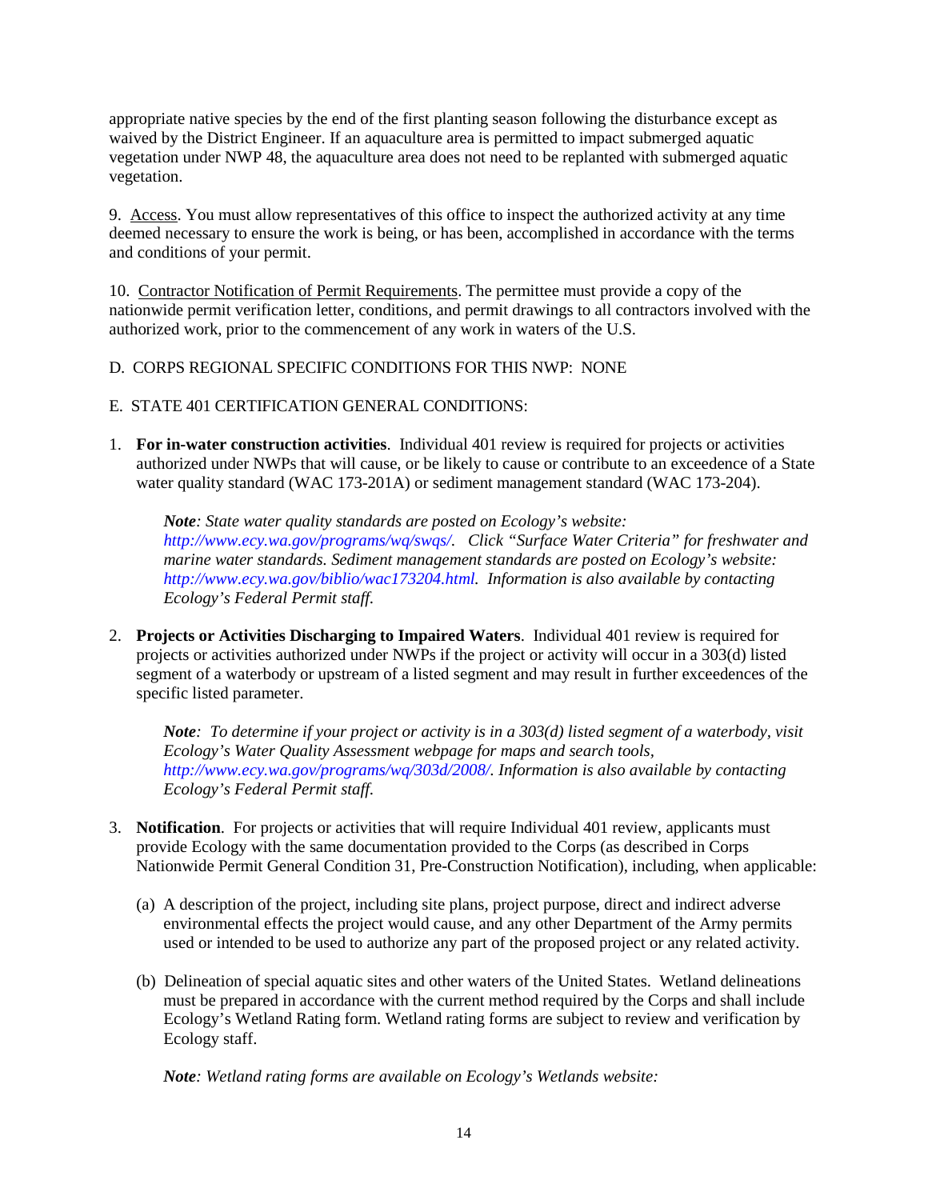appropriate native species by the end of the first planting season following the disturbance except as waived by the District Engineer. If an aquaculture area is permitted to impact submerged aquatic vegetation under NWP 48, the aquaculture area does not need to be replanted with submerged aquatic vegetation.

9. Access. You must allow representatives of this office to inspect the authorized activity at any time deemed necessary to ensure the work is being, or has been, accomplished in accordance with the terms and conditions of your permit.

10. Contractor Notification of Permit Requirements. The permittee must provide a copy of the nationwide permit verification letter, conditions, and permit drawings to all contractors involved with the authorized work, prior to the commencement of any work in waters of the U.S.

D. CORPS REGIONAL SPECIFIC CONDITIONS FOR THIS NWP: NONE

E. STATE 401 CERTIFICATION GENERAL CONDITIONS:

1. **For in-water construction activities**. Individual 401 review is required for projects or activities authorized under NWPs that will cause, or be likely to cause or contribute to an exceedence of a State water quality standard (WAC 173-201A) or sediment management standard (WAC 173-204).

   ***Note**: State water quality standards are posted on Ecology's website: http://www.ecy.wa.gov/programs/wq/swqs/. Click "Surface Water Criteria" for freshwater and marine water standards. Sediment management standards are posted on Ecology's website: http://www.ecy.wa.gov/biblio/wac173204.html. Information is also available by contacting Ecology's Federal Permit staff.*

2. **Projects or Activities Discharging to Impaired Waters**. Individual 401 review is required for projects or activities authorized under NWPs if the project or activity will occur in a 303(d) listed segment of a waterbody or upstream of a listed segment and may result in further exceedences of the specific listed parameter.

   ***Note**: To determine if your project or activity is in a 303(d) listed segment of a waterbody, visit Ecology's Water Quality Assessment webpage for maps and search tools, http://www.ecy.wa.gov/programs/wq/303d/2008/. Information is also available by contacting Ecology's Federal Permit staff.*

3. **Notification**. For projects or activities that will require Individual 401 review, applicants must provide Ecology with the same documentation provided to the Corps (as described in Corps Nationwide Permit General Condition 31, Pre-Construction Notification), including, when applicable:

   (a) A description of the project, including site plans, project purpose, direct and indirect adverse environmental effects the project would cause, and any other Department of the Army permits used or intended to be used to authorize any part of the proposed project or any related activity.

   (b) Delineation of special aquatic sites and other waters of the United States. Wetland delineations must be prepared in accordance with the current method required by the Corps and shall include Ecology's Wetland Rating form. Wetland rating forms are subject to review and verification by Ecology staff.

   ***Note**: Wetland rating forms are available on Ecology's Wetlands website:*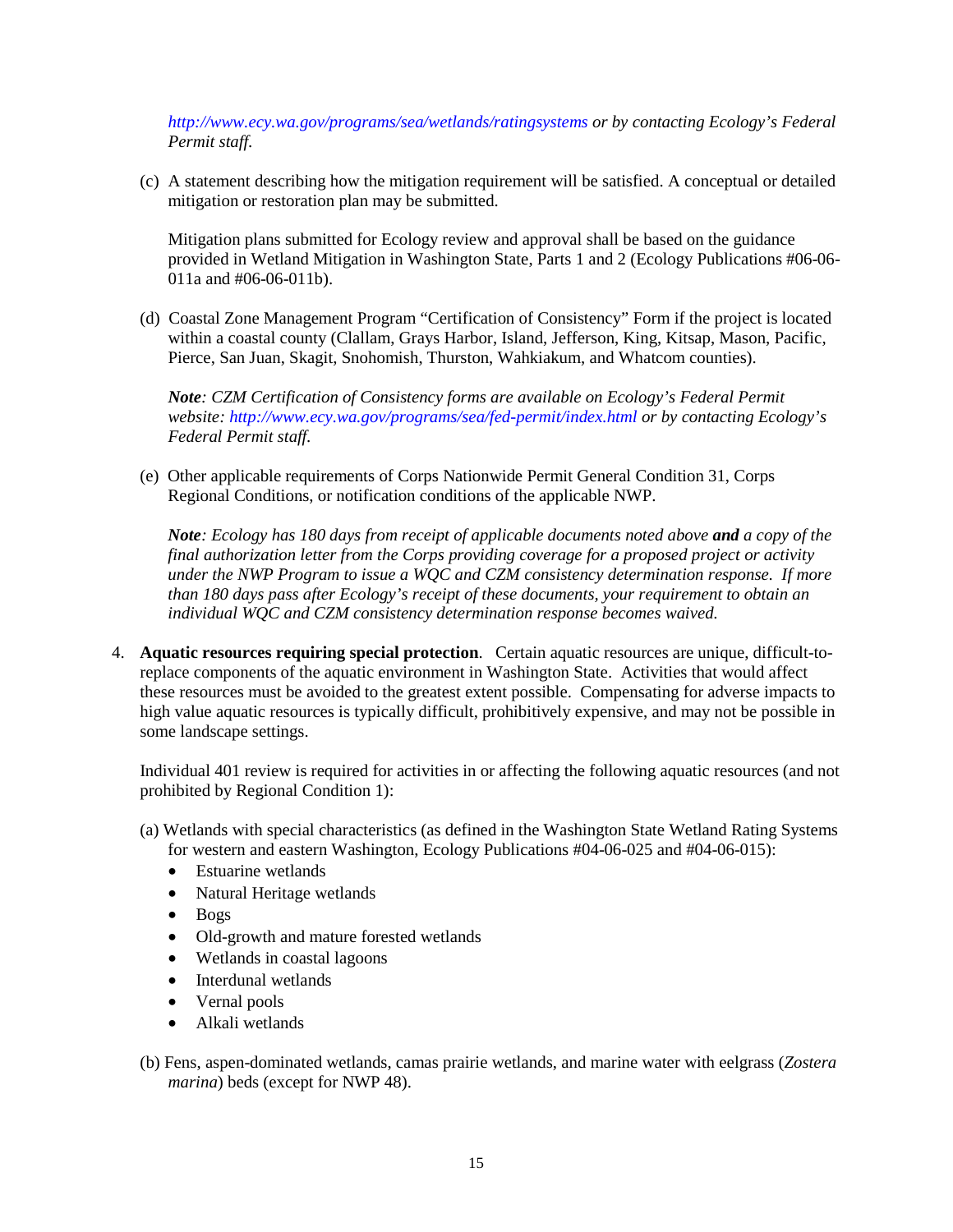*http://www.ecy.wa.gov/programs/sea/wetlands/ratingsystems or by contacting Ecology's Federal Permit staff.*

(c) A statement describing how the mitigation requirement will be satisfied. A conceptual or detailed mitigation or restoration plan may be submitted.

Mitigation plans submitted for Ecology review and approval shall be based on the guidance provided in Wetland Mitigation in Washington State, Parts 1 and 2 (Ecology Publications #06-06-011a and #06-06-011b).

(d) Coastal Zone Management Program "Certification of Consistency" Form if the project is located within a coastal county (Clallam, Grays Harbor, Island, Jefferson, King, Kitsap, Mason, Pacific, Pierce, San Juan, Skagit, Snohomish, Thurston, Wahkiakum, and Whatcom counties).

***Note**: CZM Certification of Consistency forms are available on Ecology's Federal Permit website: http://www.ecy.wa.gov/programs/sea/fed-permit/index.html or by contacting Ecology's Federal Permit staff.*

(e) Other applicable requirements of Corps Nationwide Permit General Condition 31, Corps Regional Conditions, or notification conditions of the applicable NWP.

***Note**: Ecology has 180 days from receipt of applicable documents noted above **and** a copy of the final authorization letter from the Corps providing coverage for a proposed project or activity under the NWP Program to issue a WQC and CZM consistency determination response. If more than 180 days pass after Ecology's receipt of these documents, your requirement to obtain an individual WQC and CZM consistency determination response becomes waived.*

4. **Aquatic resources requiring special protection**. Certain aquatic resources are unique, difficult-to-replace components of the aquatic environment in Washington State. Activities that would affect these resources must be avoided to the greatest extent possible. Compensating for adverse impacts to high value aquatic resources is typically difficult, prohibitively expensive, and may not be possible in some landscape settings.

   Individual 401 review is required for activities in or affecting the following aquatic resources (and not prohibited by Regional Condition 1):

   (a) Wetlands with special characteristics (as defined in the Washington State Wetland Rating Systems for western and eastern Washington, Ecology Publications #04-06-025 and #04-06-015):
   - Estuarine wetlands
   - Natural Heritage wetlands
   - Bogs
   - Old-growth and mature forested wetlands
   - Wetlands in coastal lagoons
   - Interdunal wetlands
   - Vernal pools
   - Alkali wetlands

   (b) Fens, aspen-dominated wetlands, camas prairie wetlands, and marine water with eelgrass (*Zostera marina*) beds (except for NWP 48).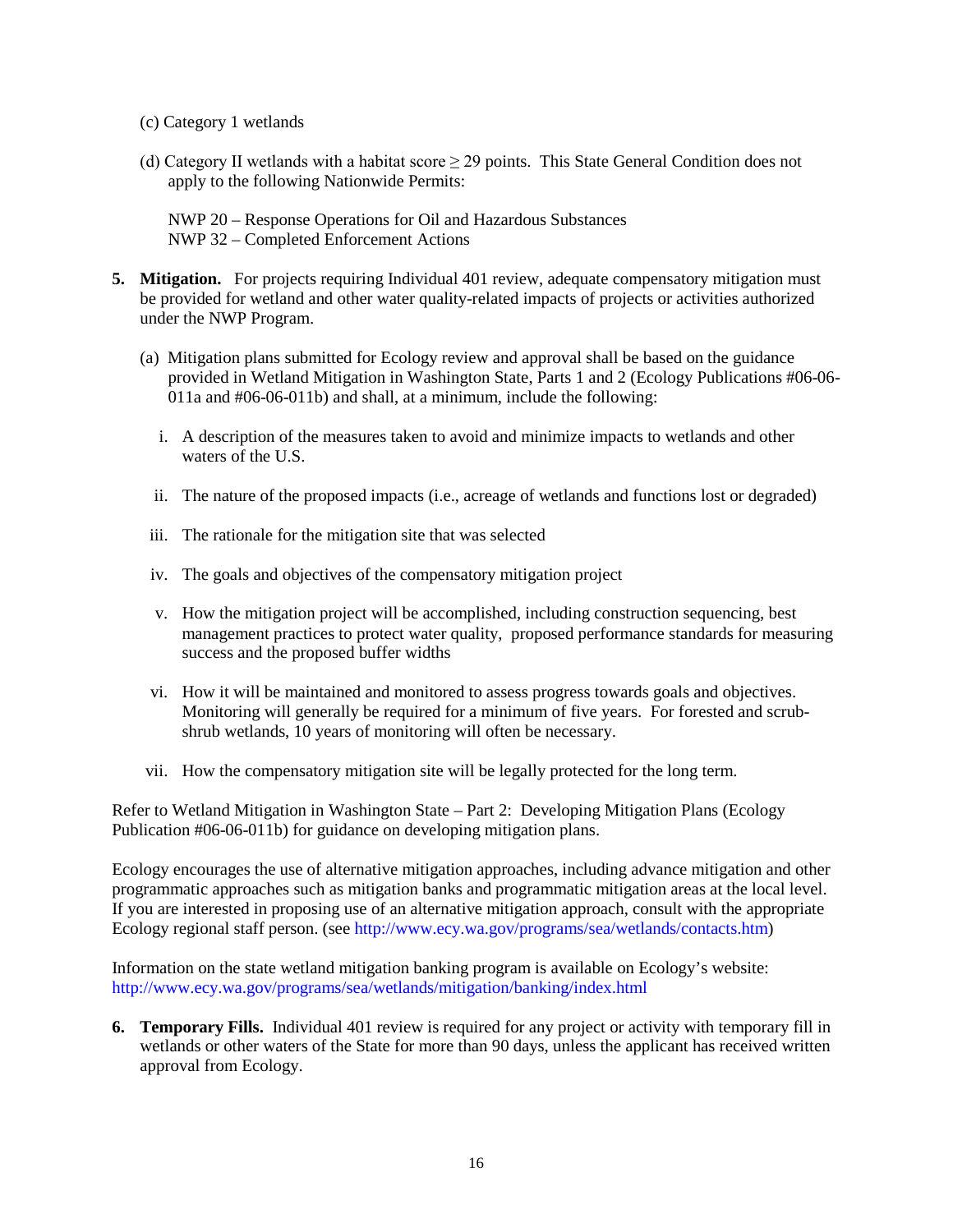(c) Category 1 wetlands

(d) Category II wetlands with a habitat score ≥ 29 points. This State General Condition does not apply to the following Nationwide Permits:

NWP 20 – Response Operations for Oil and Hazardous Substances
NWP 32 – Completed Enforcement Actions

5. **Mitigation.** For projects requiring Individual 401 review, adequate compensatory mitigation must be provided for wetland and other water quality-related impacts of projects or activities authorized under the NWP Program.

   (a) Mitigation plans submitted for Ecology review and approval shall be based on the guidance provided in Wetland Mitigation in Washington State, Parts 1 and 2 (Ecology Publications #06-06-011a and #06-06-011b) and shall, at a minimum, include the following:

      i. A description of the measures taken to avoid and minimize impacts to wetlands and other waters of the U.S.

      ii. The nature of the proposed impacts (i.e., acreage of wetlands and functions lost or degraded)

      iii. The rationale for the mitigation site that was selected

      iv. The goals and objectives of the compensatory mitigation project

      v. How the mitigation project will be accomplished, including construction sequencing, best management practices to protect water quality, proposed performance standards for measuring success and the proposed buffer widths

      vi. How it will be maintained and monitored to assess progress towards goals and objectives. Monitoring will generally be required for a minimum of five years. For forested and scrub-shrub wetlands, 10 years of monitoring will often be necessary.

      vii. How the compensatory mitigation site will be legally protected for the long term.

Refer to Wetland Mitigation in Washington State – Part 2: Developing Mitigation Plans (Ecology Publication #06-06-011b) for guidance on developing mitigation plans.

Ecology encourages the use of alternative mitigation approaches, including advance mitigation and other programmatic approaches such as mitigation banks and programmatic mitigation areas at the local level. If you are interested in proposing use of an alternative mitigation approach, consult with the appropriate Ecology regional staff person. (see http://www.ecy.wa.gov/programs/sea/wetlands/contacts.htm)

Information on the state wetland mitigation banking program is available on Ecology's website: http://www.ecy.wa.gov/programs/sea/wetlands/mitigation/banking/index.html

6. **Temporary Fills.** Individual 401 review is required for any project or activity with temporary fill in wetlands or other waters of the State for more than 90 days, unless the applicant has received written approval from Ecology.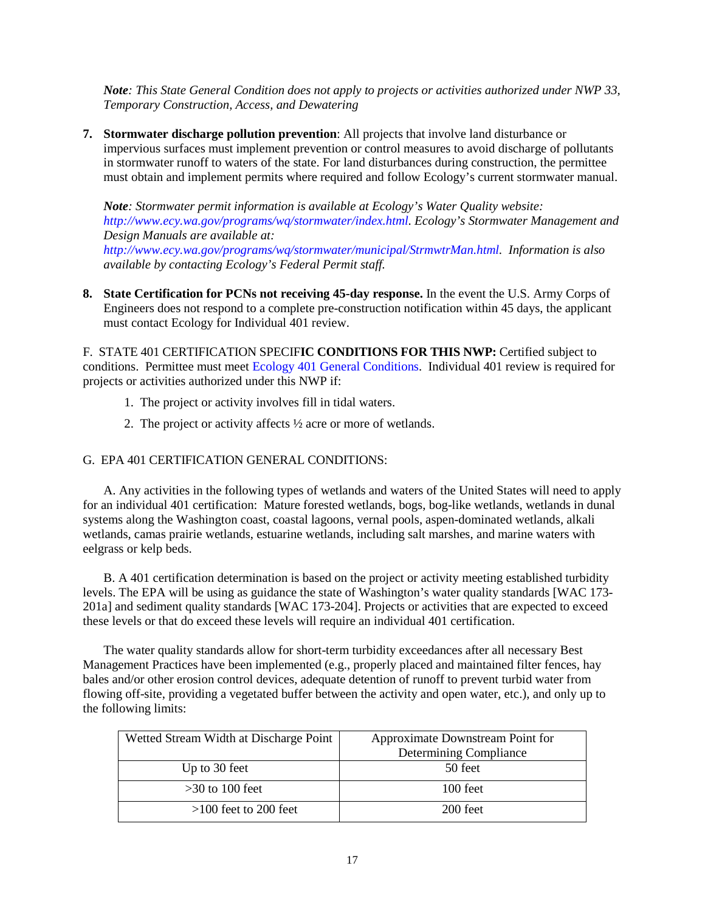***Note**: This State General Condition does not apply to projects or activities authorized under NWP 33, Temporary Construction, Access, and Dewatering*

7. **Stormwater discharge pollution prevention**: All projects that involve land disturbance or impervious surfaces must implement prevention or control measures to avoid discharge of pollutants in stormwater runoff to waters of the state. For land disturbances during construction, the permittee must obtain and implement permits where required and follow Ecology's current stormwater manual.

   ***Note**: Stormwater permit information is available at Ecology's Water Quality website: http://www.ecy.wa.gov/programs/wq/stormwater/index.html. Ecology's Stormwater Management and Design Manuals are available at: http://www.ecy.wa.gov/programs/wq/stormwater/municipal/StrmwtrMan.html. Information is also available by contacting Ecology's Federal Permit staff.*

8. **State Certification for PCNs not receiving 45-day response.** In the event the U.S. Army Corps of Engineers does not respond to a complete pre-construction notification within 45 days, the applicant must contact Ecology for Individual 401 review.

F. STATE 401 CERTIFICATION SPECIF**IC CONDITIONS FOR THIS NWP:** Certified subject to conditions. Permittee must meet Ecology 401 General Conditions. Individual 401 review is required for projects or activities authorized under this NWP if:

1. The project or activity involves fill in tidal waters.
2. The project or activity affects ½ acre or more of wetlands.

G. EPA 401 CERTIFICATION GENERAL CONDITIONS:

A. Any activities in the following types of wetlands and waters of the United States will need to apply for an individual 401 certification: Mature forested wetlands, bogs, bog-like wetlands, wetlands in dunal systems along the Washington coast, coastal lagoons, vernal pools, aspen-dominated wetlands, alkali wetlands, camas prairie wetlands, estuarine wetlands, including salt marshes, and marine waters with eelgrass or kelp beds.

B. A 401 certification determination is based on the project or activity meeting established turbidity levels. The EPA will be using as guidance the state of Washington's water quality standards [WAC 173-201a] and sediment quality standards [WAC 173-204]. Projects or activities that are expected to exceed these levels or that do exceed these levels will require an individual 401 certification.

The water quality standards allow for short-term turbidity exceedances after all necessary Best Management Practices have been implemented (e.g., properly placed and maintained filter fences, hay bales and/or other erosion control devices, adequate detention of runoff to prevent turbid water from flowing off-site, providing a vegetated buffer between the activity and open water, etc.), and only up to the following limits:

| Wetted Stream Width at Discharge Point | Approximate Downstream Point for Determining Compliance |
|---|---|
| Up to 30 feet | 50 feet |
| >30 to 100 feet | 100 feet |
| >100 feet to 200 feet | 200 feet |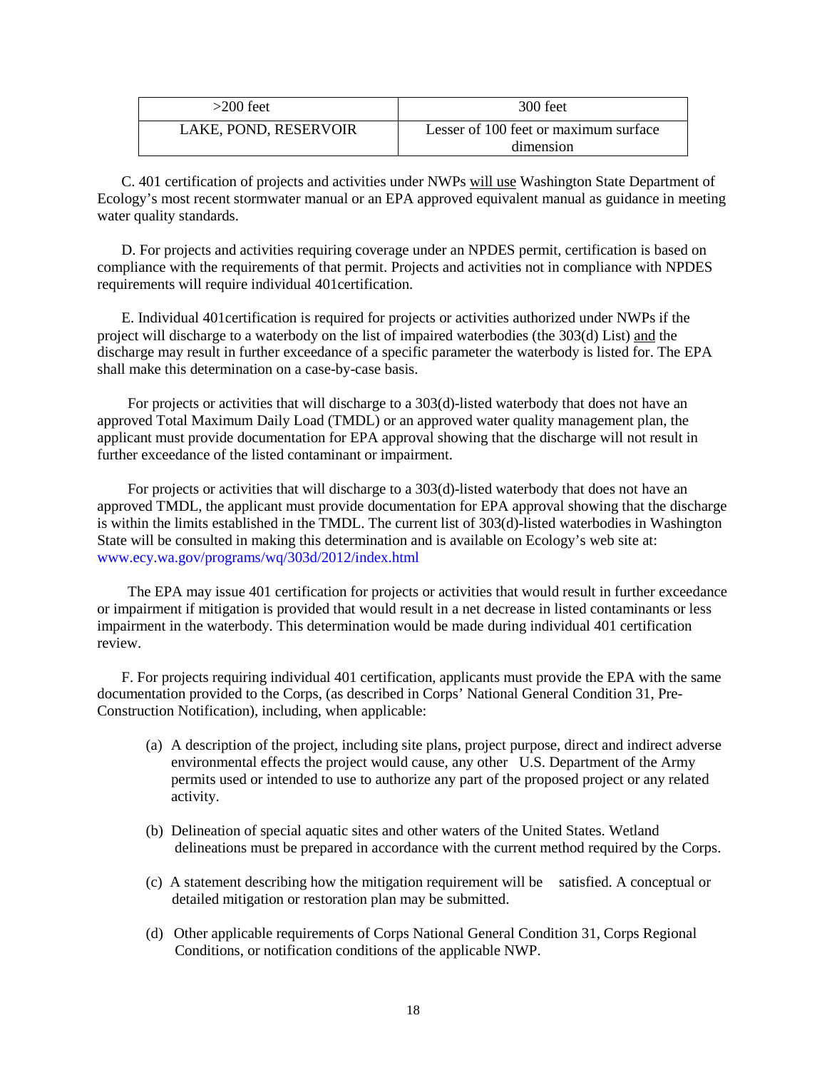| >200 feet | 300 feet |
|---|---|
| LAKE, POND, RESERVOIR | Lesser of 100 feet or maximum surface dimension |

C. 401 certification of projects and activities under NWPs will use Washington State Department of Ecology's most recent stormwater manual or an EPA approved equivalent manual as guidance in meeting water quality standards.

D. For projects and activities requiring coverage under an NPDES permit, certification is based on compliance with the requirements of that permit. Projects and activities not in compliance with NPDES requirements will require individual 401certification.

E. Individual 401certification is required for projects or activities authorized under NWPs if the project will discharge to a waterbody on the list of impaired waterbodies (the 303(d) List) and the discharge may result in further exceedance of a specific parameter the waterbody is listed for. The EPA shall make this determination on a case-by-case basis.

For projects or activities that will discharge to a 303(d)-listed waterbody that does not have an approved Total Maximum Daily Load (TMDL) or an approved water quality management plan, the applicant must provide documentation for EPA approval showing that the discharge will not result in further exceedance of the listed contaminant or impairment.

For projects or activities that will discharge to a 303(d)-listed waterbody that does not have an approved TMDL, the applicant must provide documentation for EPA approval showing that the discharge is within the limits established in the TMDL. The current list of 303(d)-listed waterbodies in Washington State will be consulted in making this determination and is available on Ecology's web site at: www.ecy.wa.gov/programs/wq/303d/2012/index.html

The EPA may issue 401 certification for projects or activities that would result in further exceedance or impairment if mitigation is provided that would result in a net decrease in listed contaminants or less impairment in the waterbody. This determination would be made during individual 401 certification review.

F. For projects requiring individual 401 certification, applicants must provide the EPA with the same documentation provided to the Corps, (as described in Corps' National General Condition 31, Pre-Construction Notification), including, when applicable:

(a) A description of the project, including site plans, project purpose, direct and indirect adverse environmental effects the project would cause, any other U.S. Department of the Army permits used or intended to use to authorize any part of the proposed project or any related activity.

(b) Delineation of special aquatic sites and other waters of the United States. Wetland delineations must be prepared in accordance with the current method required by the Corps.

(c) A statement describing how the mitigation requirement will be satisfied. A conceptual or detailed mitigation or restoration plan may be submitted.

(d) Other applicable requirements of Corps National General Condition 31, Corps Regional Conditions, or notification conditions of the applicable NWP.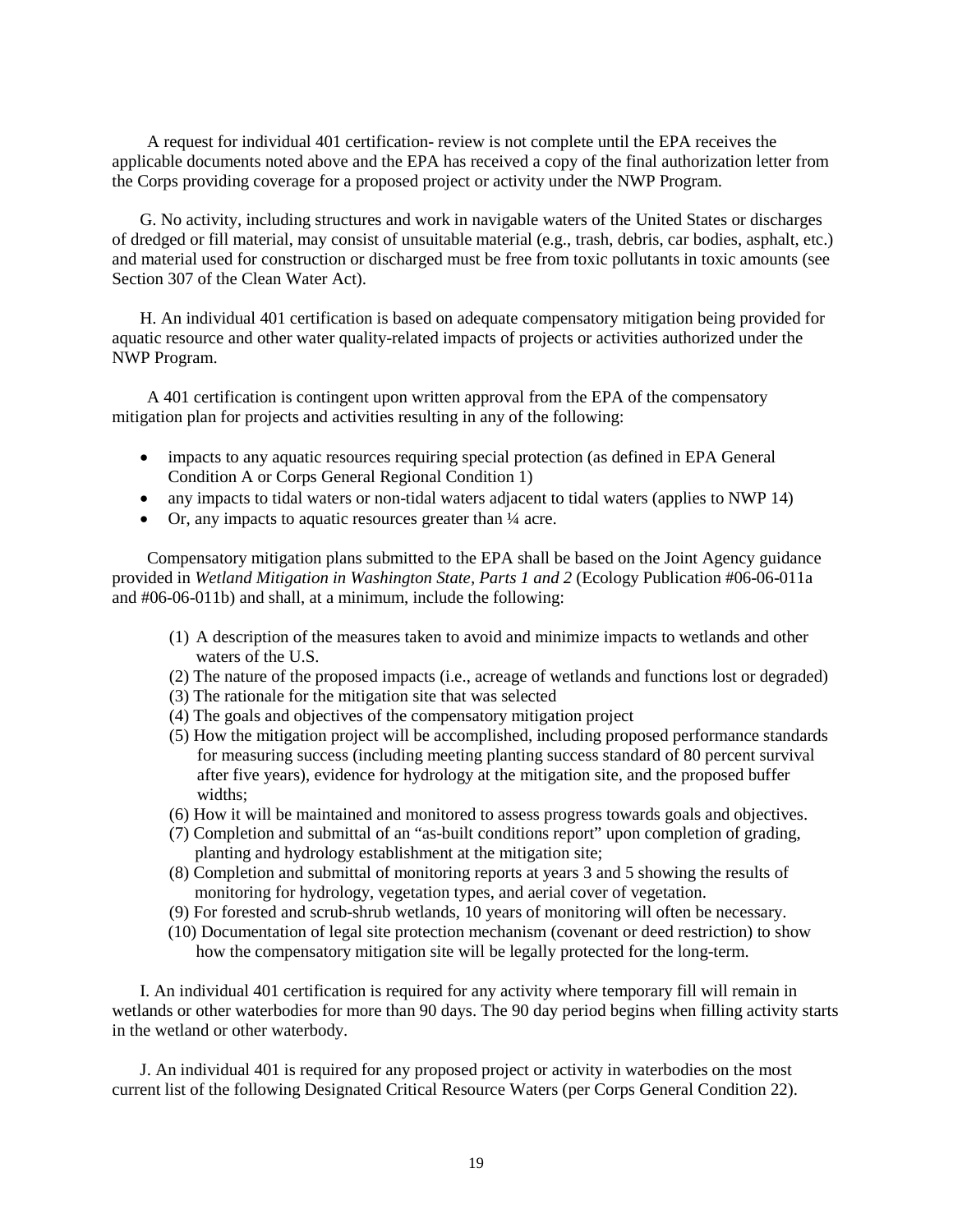A request for individual 401 certification- review is not complete until the EPA receives the applicable documents noted above and the EPA has received a copy of the final authorization letter from the Corps providing coverage for a proposed project or activity under the NWP Program.

G. No activity, including structures and work in navigable waters of the United States or discharges of dredged or fill material, may consist of unsuitable material (e.g., trash, debris, car bodies, asphalt, etc.) and material used for construction or discharged must be free from toxic pollutants in toxic amounts (see Section 307 of the Clean Water Act).

H. An individual 401 certification is based on adequate compensatory mitigation being provided for aquatic resource and other water quality-related impacts of projects or activities authorized under the NWP Program.

A 401 certification is contingent upon written approval from the EPA of the compensatory mitigation plan for projects and activities resulting in any of the following:

- impacts to any aquatic resources requiring special protection (as defined in EPA General Condition A or Corps General Regional Condition 1)
- any impacts to tidal waters or non-tidal waters adjacent to tidal waters (applies to NWP 14)
- Or, any impacts to aquatic resources greater than ¼ acre.

Compensatory mitigation plans submitted to the EPA shall be based on the Joint Agency guidance provided in *Wetland Mitigation in Washington State, Parts 1 and 2* (Ecology Publication #06-06-011a and #06-06-011b) and shall, at a minimum, include the following:

(1) A description of the measures taken to avoid and minimize impacts to wetlands and other waters of the U.S.
(2) The nature of the proposed impacts (i.e., acreage of wetlands and functions lost or degraded)
(3) The rationale for the mitigation site that was selected
(4) The goals and objectives of the compensatory mitigation project
(5) How the mitigation project will be accomplished, including proposed performance standards for measuring success (including meeting planting success standard of 80 percent survival after five years), evidence for hydrology at the mitigation site, and the proposed buffer widths;
(6) How it will be maintained and monitored to assess progress towards goals and objectives.
(7) Completion and submittal of an "as-built conditions report" upon completion of grading, planting and hydrology establishment at the mitigation site;
(8) Completion and submittal of monitoring reports at years 3 and 5 showing the results of monitoring for hydrology, vegetation types, and aerial cover of vegetation.
(9) For forested and scrub-shrub wetlands, 10 years of monitoring will often be necessary.
(10) Documentation of legal site protection mechanism (covenant or deed restriction) to show how the compensatory mitigation site will be legally protected for the long-term.

I. An individual 401 certification is required for any activity where temporary fill will remain in wetlands or other waterbodies for more than 90 days. The 90 day period begins when filling activity starts in the wetland or other waterbody.

J. An individual 401 is required for any proposed project or activity in waterbodies on the most current list of the following Designated Critical Resource Waters (per Corps General Condition 22).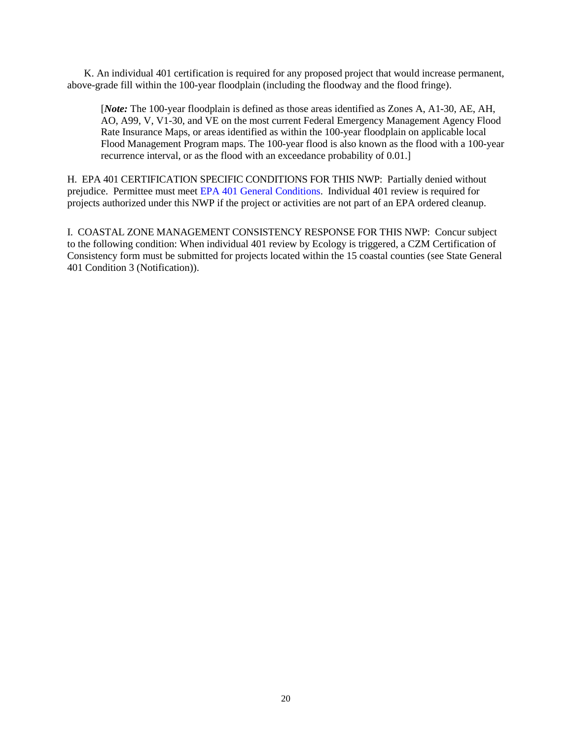K. An individual 401 certification is required for any proposed project that would increase permanent, above-grade fill within the 100-year floodplain (including the floodway and the flood fringe).

> [***Note:*** The 100-year floodplain is defined as those areas identified as Zones A, A1-30, AE, AH, AO, A99, V, V1-30, and VE on the most current Federal Emergency Management Agency Flood Rate Insurance Maps, or areas identified as within the 100-year floodplain on applicable local Flood Management Program maps. The 100-year flood is also known as the flood with a 100-year recurrence interval, or as the flood with an exceedance probability of 0.01.]

H. EPA 401 CERTIFICATION SPECIFIC CONDITIONS FOR THIS NWP: Partially denied without prejudice. Permittee must meet EPA 401 General Conditions. Individual 401 review is required for projects authorized under this NWP if the project or activities are not part of an EPA ordered cleanup.

I. COASTAL ZONE MANAGEMENT CONSISTENCY RESPONSE FOR THIS NWP: Concur subject to the following condition: When individual 401 review by Ecology is triggered, a CZM Certification of Consistency form must be submitted for projects located within the 15 coastal counties (see State General 401 Condition 3 (Notification)).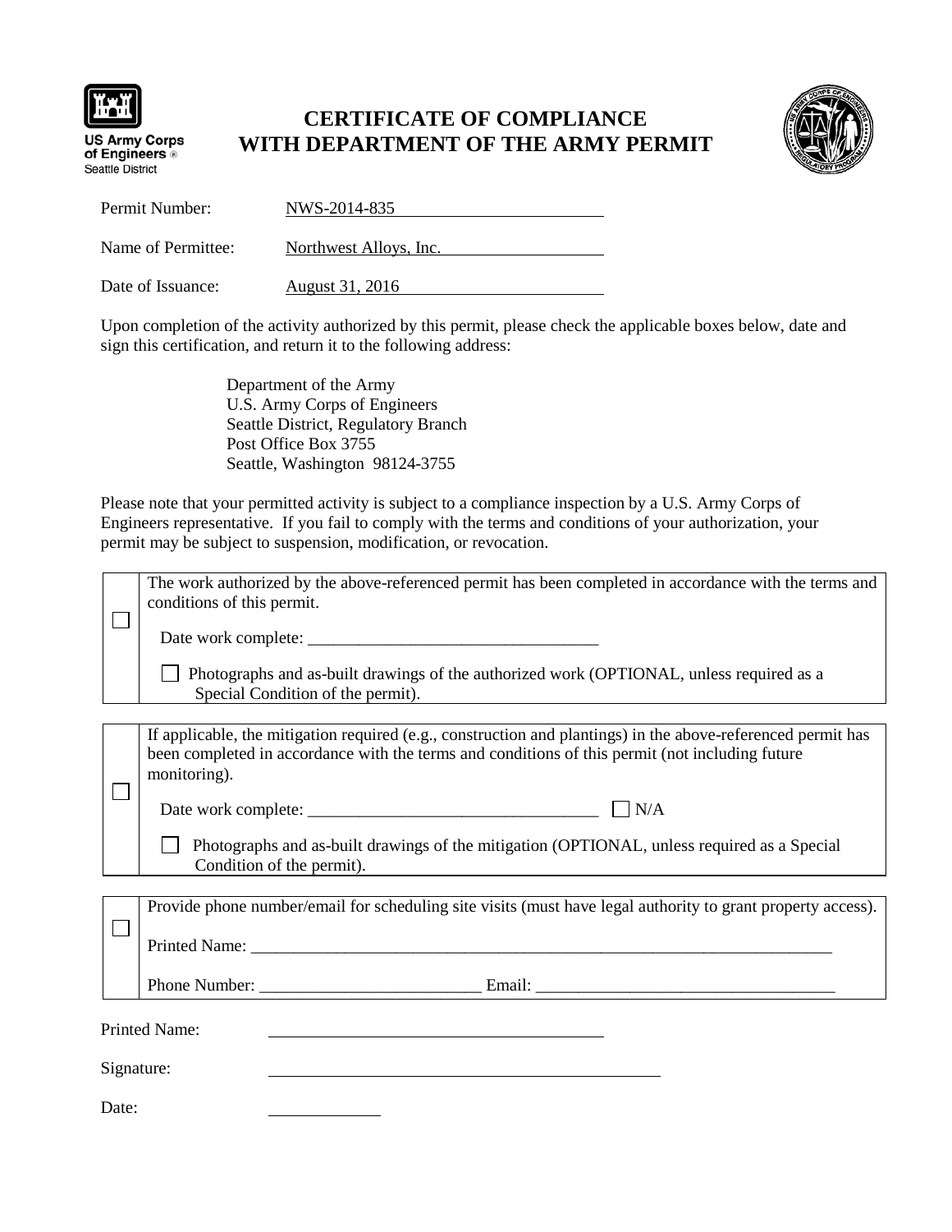US Army Corps of Engineers ®
Seattle District

# CERTIFICATE OF COMPLIANCE WITH DEPARTMENT OF THE ARMY PERMIT

Permit Number: NWS-2014-835

Name of Permittee: Northwest Alloys, Inc.

Date of Issuance: August 31, 2016

Upon completion of the activity authorized by this permit, please check the applicable boxes below, date and sign this certification, and return it to the following address:

Department of the Army
U.S. Army Corps of Engineers
Seattle District, Regulatory Branch
Post Office Box 3755
Seattle, Washington 98124-3755

Please note that your permitted activity is subject to a compliance inspection by a U.S. Army Corps of Engineers representative. If you fail to comply with the terms and conditions of your authorization, your permit may be subject to suspension, modification, or revocation.

| | |
|---|---|
| ☐ | The work authorized by the above-referenced permit has been completed in accordance with the terms and conditions of this permit.<br><br>Date work complete: ___________________________<br><br>☐ Photographs and as-built drawings of the authorized work (OPTIONAL, unless required as a Special Condition of the permit). |

| | |
|---|---|
| ☐ | If applicable, the mitigation required (e.g., construction and plantings) in the above-referenced permit has been completed in accordance with the terms and conditions of this permit (not including future monitoring).<br><br>Date work complete: ___________________________ ☐ N/A<br><br>☐ Photographs and as-built drawings of the mitigation (OPTIONAL, unless required as a Special Condition of the permit). |

| | |
|---|---|
| ☐ | Provide phone number/email for scheduling site visits (must have legal authority to grant property access).<br><br>Printed Name: ___________________________<br><br>Phone Number: ___________________ Email: ___________________________ |

Printed Name: ___________________________

Signature: ___________________________

Date: __________